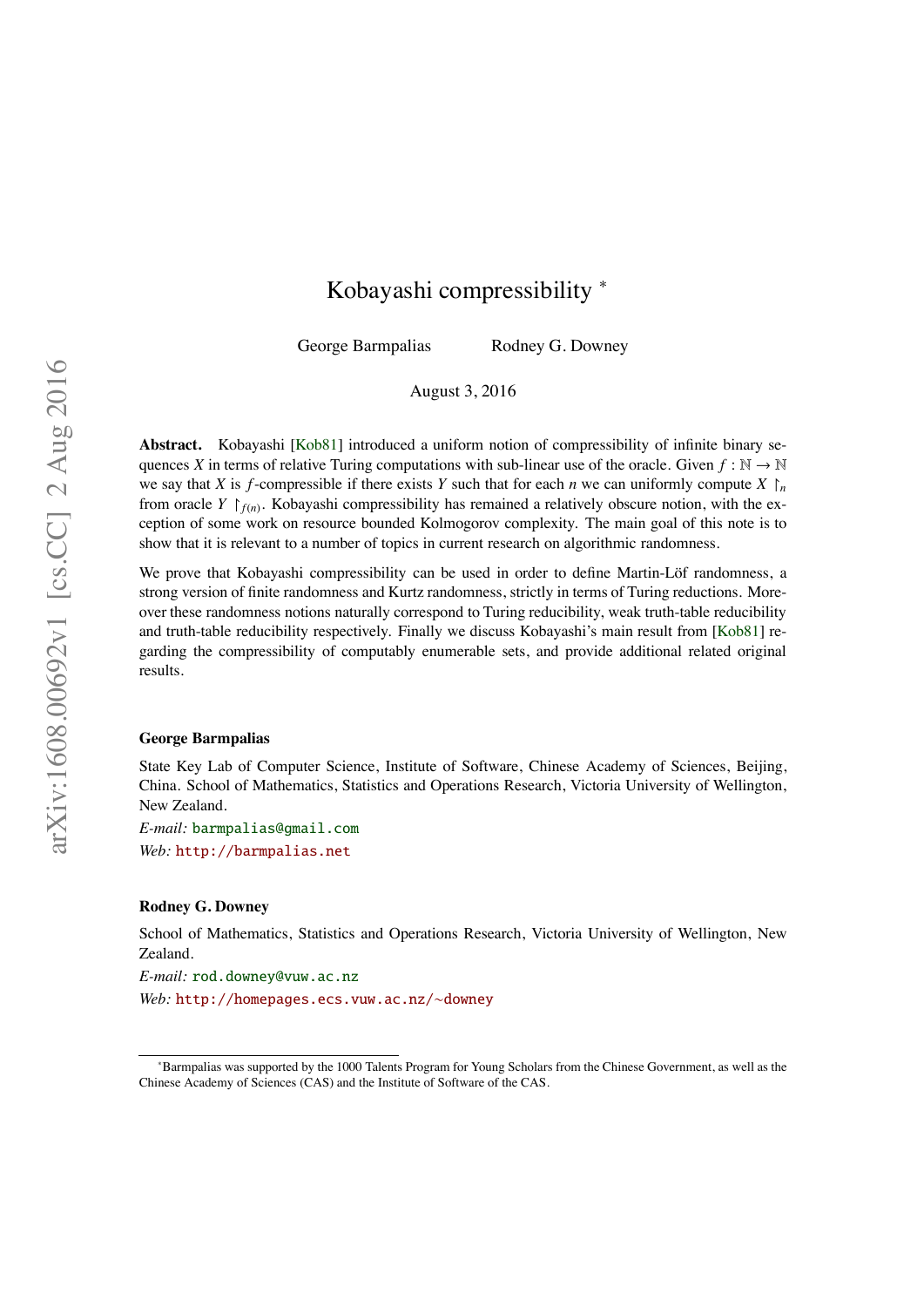# Kobayashi compressibility *

George Barmpalias Rodney G. Downey

August 3, 2016

**Abstract.** Kobayashi [Kob81] introduced a uniform notion of compressibility of infinite binary sequences $X$ in terms of relative Turing computations with sub-linear use of the oracle. Given $f : \mathbb{N} \to \mathbb{N}$ we say that $X$ is $f$-compressible if there exists $Y$ such that for each $n$ we can uniformly compute $X \upharpoonright_n$ from oracle $Y \upharpoonright_{f(n)}$. Kobayashi compressibility has remained a relatively obscure notion, with the exception of some work on resource bounded Kolmogorov complexity. The main goal of this note is to show that it is relevant to a number of topics in current research on algorithmic randomness.

We prove that Kobayashi compressibility can be used in order to define Martin-Löf randomness, a strong version of finite randomness and Kurtz randomness, strictly in terms of Turing reductions. Moreover these randomness notions naturally correspond to Turing reducibility, weak truth-table reducibility and truth-table reducibility respectively. Finally we discuss Kobayashi's main result from [Kob81] regarding the compressibility of computably enumerable sets, and provide additional related original results.

**George Barmpalias**

State Key Lab of Computer Science, Institute of Software, Chinese Academy of Sciences, Beijing, China. School of Mathematics, Statistics and Operations Research, Victoria University of Wellington, New Zealand.

*E-mail:* barmpalias@gmail.com

*Web:* http://barmpalias.net

**Rodney G. Downey**

School of Mathematics, Statistics and Operations Research, Victoria University of Wellington, New Zealand.

*E-mail:* rod.downey@vuw.ac.nz

*Web:* http://homepages.ecs.vuw.ac.nz/~downey

*Barmpalias was supported by the 1000 Talents Program for Young Scholars from the Chinese Government, as well as the Chinese Academy of Sciences (CAS) and the Institute of Software of the CAS.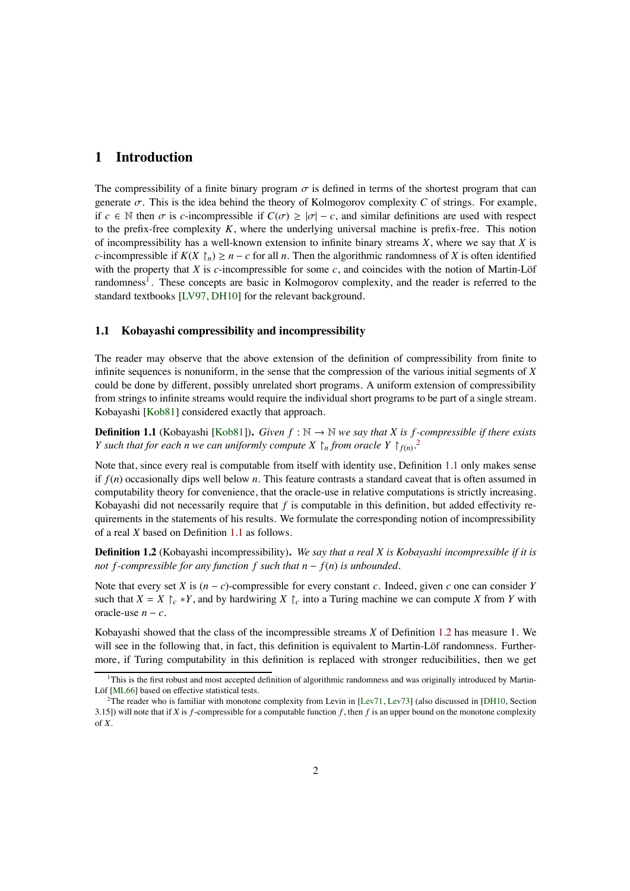# 1 Introduction

The compressibility of a finite binary program $\sigma$ is defined in terms of the shortest program that can generate $\sigma$. This is the idea behind the theory of Kolmogorov complexity $C$ of strings. For example, if $c \in \mathbb{N}$ then $\sigma$ is $c$-incompressible if $C(\sigma) \geq |\sigma| - c$, and similar definitions are used with respect to the prefix-free complexity $K$, where the underlying universal machine is prefix-free. This notion of incompressibility has a well-known extension to infinite binary streams $X$, where we say that $X$ is $c$-incompressible if $K(X\upharpoonright_n) \geq n - c$ for all $n$. Then the algorithmic randomness of $X$ is often identified with the property that $X$ is $c$-incompressible for some $c$, and coincides with the notion of Martin-Löf randomness[1]. These concepts are basic in Kolmogorov complexity, and the reader is referred to the standard textbooks [LV97, DH10] for the relevant background.

## 1.1 Kobayashi compressibility and incompressibility

The reader may observe that the above extension of the definition of compressibility from finite to infinite sequences is nonuniform, in the sense that the compression of the various initial segments of $X$ could be done by different, possibly unrelated short programs. A uniform extension of compressibility from strings to infinite streams would require the individual short programs to be part of a single stream. Kobayashi [Kob81] considered exactly that approach.

**Definition 1.1** (Kobayashi [Kob81])**.** *Given $f : \mathbb{N} \to \mathbb{N}$ we say that $X$ is $f$-compressible if there exists $Y$ such that for each $n$ we can uniformly compute $X\upharpoonright_n$ from oracle $Y\upharpoonright_{f(n)}$.*[2]

Note that, since every real is computable from itself with identity use, Definition 1.1 only makes sense if $f(n)$ occasionally dips well below $n$. This feature contrasts a standard caveat that is often assumed in computability theory for convenience, that the oracle-use in relative computations is strictly increasing. Kobayashi did not necessarily require that $f$ is computable in this definition, but added effectivity requirements in the statements of his results. We formulate the corresponding notion of incompressibility of a real $X$ based on Definition 1.1 as follows.

**Definition 1.2** (Kobayashi incompressibility)**.** *We say that a real $X$ is Kobayashi incompressible if it is not $f$-compressible for any function $f$ such that $n - f(n)$ is unbounded.*

Note that every set $X$ is $(n - c)$-compressible for every constant $c$. Indeed, given $c$ one can consider $Y$ such that $X = X\upharpoonright_c * Y$, and by hardwiring $X\upharpoonright_c$ into a Turing machine we can compute $X$ from $Y$ with oracle-use $n - c$.

Kobayashi showed that the class of the incompressible streams $X$ of Definition 1.2 has measure 1. We will see in the following that, in fact, this definition is equivalent to Martin-Löf randomness. Furthermore, if Turing computability in this definition is replaced with stronger reducibilities, then we get

---

[1] This is the first robust and most accepted definition of algorithmic randomness and was originally introduced by Martin-Löf [ML66] based on effective statistical tests.

[2] The reader who is familiar with monotone complexity from Levin in [Lev71, Lev73] (also discussed in [DH10, Section 3.15]) will note that if $X$ is $f$-compressible for a computable function $f$, then $f$ is an upper bound on the monotone complexity of $X$.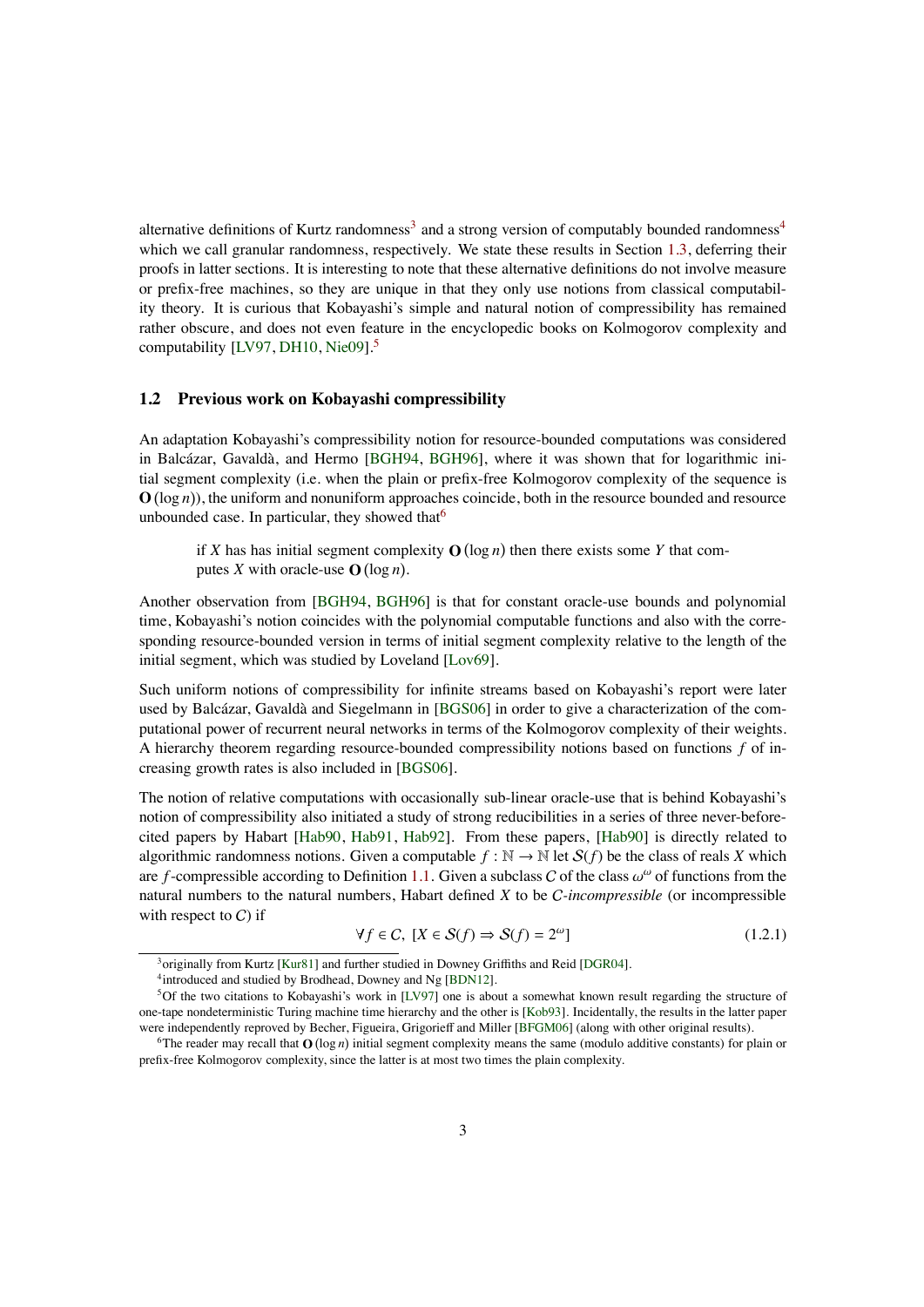alternative definitions of Kurtz randomness[3] and a strong version of computably bounded randomness[4] which we call granular randomness, respectively. We state these results in Section 1.3, deferring their proofs in latter sections. It is interesting to note that these alternative definitions do not involve measure or prefix-free machines, so they are unique in that they only use notions from classical computability theory. It is curious that Kobayashi's simple and natural notion of compressibility has remained rather obscure, and does not even feature in the encyclopedic books on Kolmogorov complexity and computability [LV97, DH10, Nie09].[5]

## 1.2 Previous work on Kobayashi compressibility

An adaptation Kobayashi's compressibility notion for resource-bounded computations was considered in Balcázar, Gavaldà, and Hermo [BGH94, BGH96], where it was shown that for logarithmic initial segment complexity (i.e. when the plain or prefix-free Kolmogorov complexity of the sequence is $\mathbf{O}(\log n)$), the uniform and nonuniform approaches coincide, both in the resource bounded and resource unbounded case. In particular, they showed that[6]

> if $X$ has has initial segment complexity $\mathbf{O}(\log n)$ then there exists some $Y$ that computes $X$ with oracle-use $\mathbf{O}(\log n)$.

Another observation from [BGH94, BGH96] is that for constant oracle-use bounds and polynomial time, Kobayashi's notion coincides with the polynomial computable functions and also with the corresponding resource-bounded version in terms of initial segment complexity relative to the length of the initial segment, which was studied by Loveland [Lov69].

Such uniform notions of compressibility for infinite streams based on Kobayashi's report were later used by Balcázar, Gavaldà and Siegelmann in [BGS06] in order to give a characterization of the computational power of recurrent neural networks in terms of the Kolmogorov complexity of their weights. A hierarchy theorem regarding resource-bounded compressibility notions based on functions $f$ of increasing growth rates is also included in [BGS06].

The notion of relative computations with occasionally sub-linear oracle-use that is behind Kobayashi's notion of compressibility also initiated a study of strong reducibilities in a series of three never-before-cited papers by Habart [Hab90, Hab91, Hab92]. From these papers, [Hab90] is directly related to algorithmic randomness notions. Given a computable $f : \mathbb{N} \to \mathbb{N}$ let $\mathcal{S}(f)$ be the class of reals $X$ which are $f$-compressible according to Definition 1.1. Given a subclass $C$ of the class $\omega^\omega$ of functions from the natural numbers to the natural numbers, Habart defined $X$ to be *$C$-incompressible* (or incompressible with respect to $C$) if

$$\forall f \in C,\ [X \in \mathcal{S}(f) \Rightarrow \mathcal{S}(f) = 2^\omega] \tag{1.2.1}$$

---

[3] originally from Kurtz [Kur81] and further studied in Downey Griffiths and Reid [DGR04].

[4] introduced and studied by Brodhead, Downey and Ng [BDN12].

[5] Of the two citations to Kobayashi's work in [LV97] one is about a somewhat known result regarding the structure of one-tape nondeterministic Turing machine time hierarchy and the other is [Kob93]. Incidentally, the results in the latter paper were independently reproved by Becher, Figueira, Grigorieff and Miller [BFGM06] (along with other original results).

[6] The reader may recall that $\mathbf{O}(\log n)$ initial segment complexity means the same (modulo additive constants) for plain or prefix-free Kolmogorov complexity, since the latter is at most two times the plain complexity.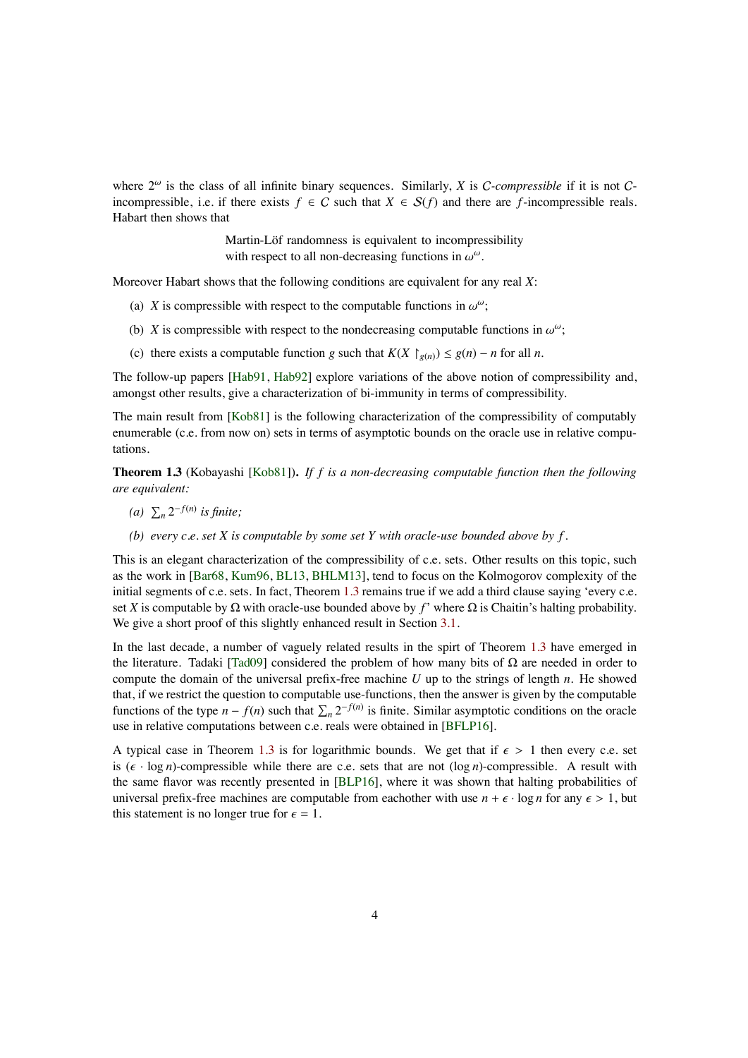where $2^\omega$ is the class of all infinite binary sequences. Similarly, $X$ is *$\mathcal{C}$-compressible* if it is not $\mathcal{C}$-incompressible, i.e. if there exists $f \in \mathcal{C}$ such that $X \in \mathcal{S}(f)$ and there are $f$-incompressible reals. Habart then shows that

> Martin-Löf randomness is equivalent to incompressibility with respect to all non-decreasing functions in $\omega^\omega$.

Moreover Habart shows that the following conditions are equivalent for any real $X$:

(a) $X$ is compressible with respect to the computable functions in $\omega^\omega$;

(b) $X$ is compressible with respect to the nondecreasing computable functions in $\omega^\omega$;

(c) there exists a computable function $g$ such that $K(X \upharpoonright_{g(n)}) \le g(n) - n$ for all $n$.

The follow-up papers [Hab91, Hab92] explore variations of the above notion of compressibility and, amongst other results, give a characterization of bi-immunity in terms of compressibility.

The main result from [Kob81] is the following characterization of the compressibility of computably enumerable (c.e. from now on) sets in terms of asymptotic bounds on the oracle use in relative computations.

**Theorem 1.3** (Kobayashi [Kob81]). *If $f$ is a non-decreasing computable function then the following are equivalent:*

*(a) $\sum_n 2^{-f(n)}$ is finite;*

*(b) every c.e. set $X$ is computable by some set $Y$ with oracle-use bounded above by $f$.*

This is an elegant characterization of the compressibility of c.e. sets. Other results on this topic, such as the work in [Bar68, Kum96, BL13, BHLM13], tend to focus on the Kolmogorov complexity of the initial segments of c.e. sets. In fact, Theorem 1.3 remains true if we add a third clause saying 'every c.e. set $X$ is computable by $\Omega$ with oracle-use bounded above by $f$' where $\Omega$ is Chaitin's halting probability. We give a short proof of this slightly enhanced result in Section 3.1.

In the last decade, a number of vaguely related results in the spirt of Theorem 1.3 have emerged in the literature. Tadaki [Tad09] considered the problem of how many bits of $\Omega$ are needed in order to compute the domain of the universal prefix-free machine $U$ up to the strings of length $n$. He showed that, if we restrict the question to computable use-functions, then the answer is given by the computable functions of the type $n - f(n)$ such that $\sum_n 2^{-f(n)}$ is finite. Similar asymptotic conditions on the oracle use in relative computations between c.e. reals were obtained in [BFLP16].

A typical case in Theorem 1.3 is for logarithmic bounds. We get that if $\epsilon > 1$ then every c.e. set is $(\epsilon \cdot \log n)$-compressible while there are c.e. sets that are not $(\log n)$-compressible. A result with the same flavor was recently presented in [BLP16], where it was shown that halting probabilities of universal prefix-free machines are computable from eachother with use $n + \epsilon \cdot \log n$ for any $\epsilon > 1$, but this statement is no longer true for $\epsilon = 1$.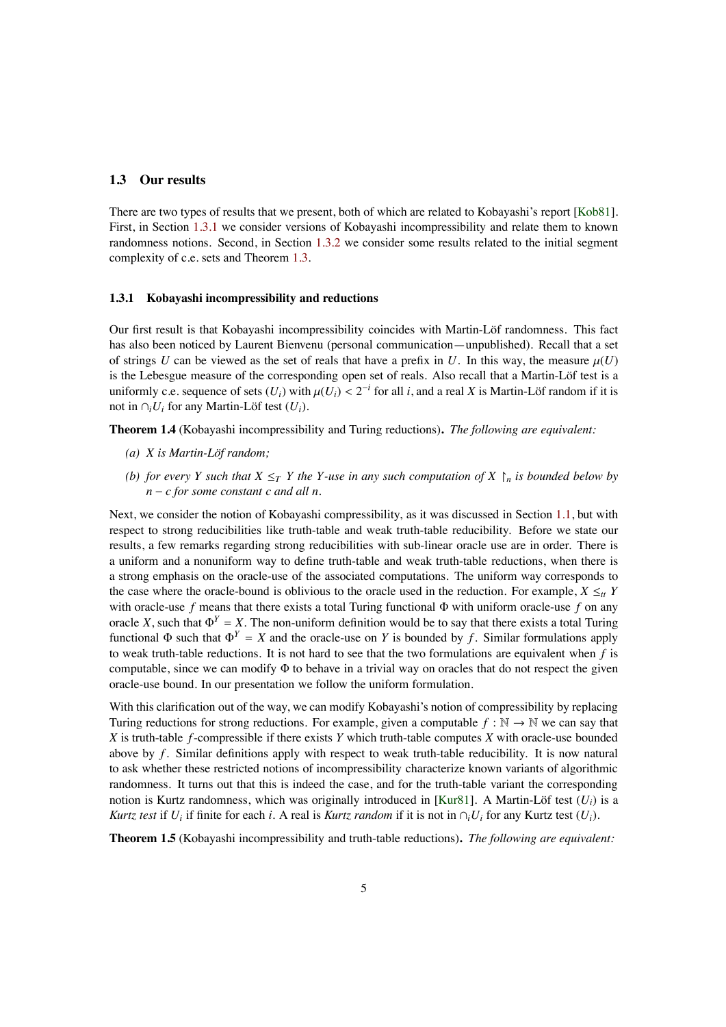## 1.3 Our results

There are two types of results that we present, both of which are related to Kobayashi's report [Kob81]. First, in Section 1.3.1 we consider versions of Kobayashi incompressibility and relate them to known randomness notions. Second, in Section 1.3.2 we consider some results related to the initial segment complexity of c.e. sets and Theorem 1.3.

### 1.3.1 Kobayashi incompressibility and reductions

Our first result is that Kobayashi incompressibility coincides with Martin-Löf randomness. This fact has also been noticed by Laurent Bienvenu (personal communication—unpublished). Recall that a set of strings $U$ can be viewed as the set of reals that have a prefix in $U$. In this way, the measure $\mu(U)$ is the Lebesgue measure of the corresponding open set of reals. Also recall that a Martin-Löf test is a uniformly c.e. sequence of sets $(U_i)$ with $\mu(U_i) < 2^{-i}$ for all $i$, and a real $X$ is Martin-Löf random if it is not in $\cap_i U_i$ for any Martin-Löf test $(U_i)$.

**Theorem 1.4** (Kobayashi incompressibility and Turing reductions)**.** *The following are equivalent:*

*(a) $X$ is Martin-Löf random;*

*(b) for every $Y$ such that $X \leq_T Y$ the $Y$-use in any such computation of $X \upharpoonright_n$ is bounded below by $n - c$ for some constant $c$ and all $n$.*

Next, we consider the notion of Kobayashi compressibility, as it was discussed in Section 1.1, but with respect to strong reducibilities like truth-table and weak truth-table reducibility. Before we state our results, a few remarks regarding strong reducibilities with sub-linear oracle use are in order. There is a uniform and a nonuniform way to define truth-table and weak truth-table reductions, when there is a strong emphasis on the oracle-use of the associated computations. The uniform way corresponds to the case where the oracle-bound is oblivious to the oracle used in the reduction. For example, $X \leq_{tt} Y$ with oracle-use $f$ means that there exists a total Turing functional $\Phi$ with uniform oracle-use $f$ on any oracle $X$, such that $\Phi^Y = X$. The non-uniform definition would be to say that there exists a total Turing functional $\Phi$ such that $\Phi^Y = X$ and the oracle-use on $Y$ is bounded by $f$. Similar formulations apply to weak truth-table reductions. It is not hard to see that the two formulations are equivalent when $f$ is computable, since we can modify $\Phi$ to behave in a trivial way on oracles that do not respect the given oracle-use bound. In our presentation we follow the uniform formulation.

With this clarification out of the way, we can modify Kobayashi's notion of compressibility by replacing Turing reductions for strong reductions. For example, given a computable $f : \mathbb{N} \to \mathbb{N}$ we can say that $X$ is truth-table $f$-compressible if there exists $Y$ which truth-table computes $X$ with oracle-use bounded above by $f$. Similar definitions apply with respect to weak truth-table reducibility. It is now natural to ask whether these restricted notions of incompressibility characterize known variants of algorithmic randomness. It turns out that this is indeed the case, and for the truth-table variant the corresponding notion is Kurtz randomness, which was originally introduced in [Kur81]. A Martin-Löf test $(U_i)$ is a *Kurtz test* if $U_i$ if finite for each $i$. A real is *Kurtz random* if it is not in $\cap_i U_i$ for any Kurtz test $(U_i)$.

**Theorem 1.5** (Kobayashi incompressibility and truth-table reductions)**.** *The following are equivalent:*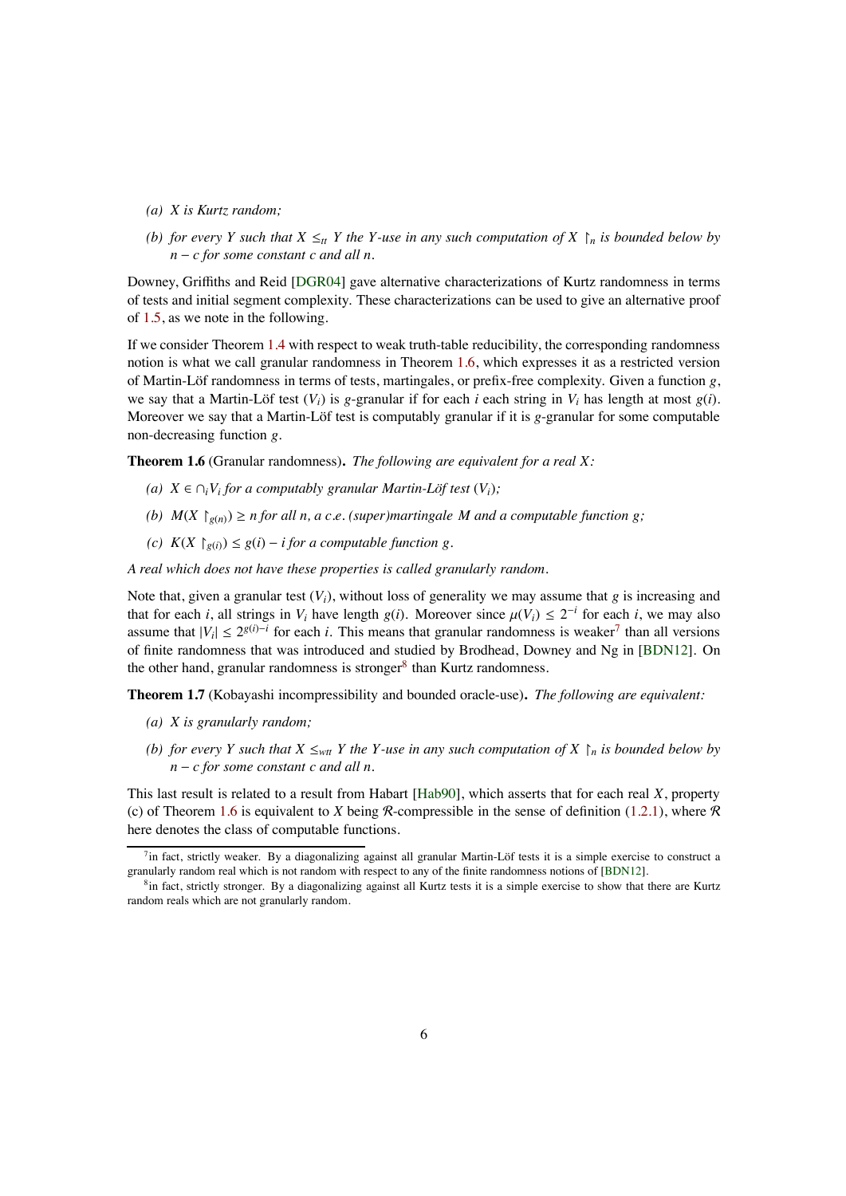(a) *X is Kurtz random;*

(b) *for every Y such that $X \leq_{tt} Y$ the Y-use in any such computation of $X \upharpoonright_n$ is bounded below by $n - c$ for some constant c and all n.*

Downey, Griffiths and Reid [DGR04] gave alternative characterizations of Kurtz randomness in terms of tests and initial segment complexity. These characterizations can be used to give an alternative proof of 1.5, as we note in the following.

If we consider Theorem 1.4 with respect to weak truth-table reducibility, the corresponding randomness notion is what we call granular randomness in Theorem 1.6, which expresses it as a restricted version of Martin-Löf randomness in terms of tests, martingales, or prefix-free complexity. Given a function $g$, we say that a Martin-Löf test $(V_i)$ is $g$-granular if for each $i$ each string in $V_i$ has length at most $g(i)$. Moreover we say that a Martin-Löf test is computably granular if it is $g$-granular for some computable non-decreasing function $g$.

**Theorem 1.6** (Granular randomness)**.** *The following are equivalent for a real X:*

(a) *$X \in \cap_i V_i$ for a computably granular Martin-Löf test $(V_i)$;*

(b) *$M(X \upharpoonright_{g(n)}) \geq n$ for all n, a c.e. (super)martingale M and a computable function g;*

(c) *$K(X \upharpoonright_{g(i)}) \leq g(i) - i$ for a computable function g.*

*A real which does not have these properties is called granularly random.*

Note that, given a granular test $(V_i)$, without loss of generality we may assume that $g$ is increasing and that for each $i$, all strings in $V_i$ have length $g(i)$. Moreover since $\mu(V_i) \leq 2^{-i}$ for each $i$, we may also assume that $|V_i| \leq 2^{g(i)-i}$ for each $i$. This means that granular randomness is weaker[7] than all versions of finite randomness that was introduced and studied by Brodhead, Downey and Ng in [BDN12]. On the other hand, granular randomness is stronger[8] than Kurtz randomness.

**Theorem 1.7** (Kobayashi incompressibility and bounded oracle-use)**.** *The following are equivalent:*

(a) *X is granularly random;*

(b) *for every Y such that $X \leq_{wtt} Y$ the Y-use in any such computation of $X \upharpoonright_n$ is bounded below by $n - c$ for some constant c and all n.*

This last result is related to a result from Habart [Hab90], which asserts that for each real $X$, property (c) of Theorem 1.6 is equivalent to $X$ being $\mathcal{R}$-compressible in the sense of definition (1.2.1), where $\mathcal{R}$ here denotes the class of computable functions.

[7] in fact, strictly weaker. By a diagonalizing against all granular Martin-Löf tests it is a simple exercise to construct a granularly random real which is not random with respect to any of the finite randomness notions of [BDN12].

[8] in fact, strictly stronger. By a diagonalizing against all Kurtz tests it is a simple exercise to show that there are Kurtz random reals which are not granularly random.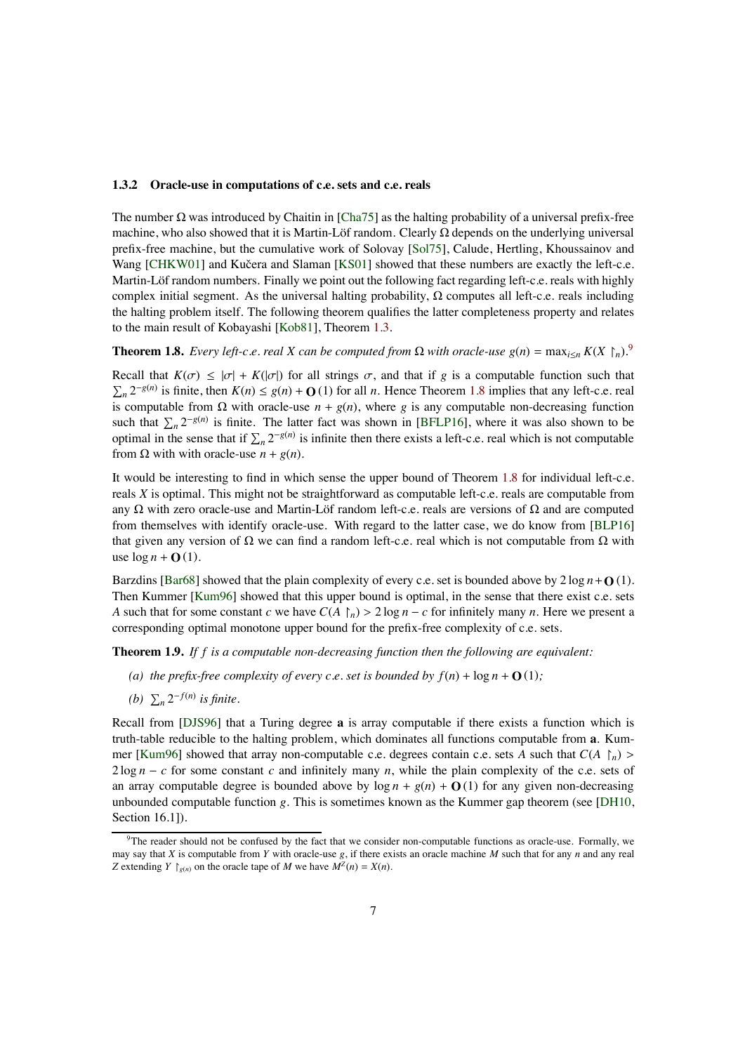### 1.3.2 Oracle-use in computations of c.e. sets and c.e. reals

The number $\Omega$ was introduced by Chaitin in [Cha75] as the halting probability of a universal prefix-free machine, who also showed that it is Martin-Löf random. Clearly $\Omega$ depends on the underlying universal prefix-free machine, but the cumulative work of Solovay [Sol75], Calude, Hertling, Khoussainov and Wang [CHKW01] and Kučera and Slaman [KS01] showed that these numbers are exactly the left-c.e. Martin-Löf random numbers. Finally we point out the following fact regarding left-c.e. reals with highly complex initial segment. As the universal halting probability, $\Omega$ computes all left-c.e. reals including the halting problem itself. The following theorem qualifies the latter completeness property and relates to the main result of Kobayashi [Kob81], Theorem 1.3.

**Theorem 1.8.** *Every left-c.e. real $X$ can be computed from $\Omega$ with oracle-use $g(n) = \max_{i \le n} K(X \upharpoonright_n)$.*[9]

Recall that $K(\sigma) \le |\sigma| + K(|\sigma|)$ for all strings $\sigma$, and that if $g$ is a computable function such that $\sum_n 2^{-g(n)}$ is finite, then $K(n) \le g(n) + \mathbf{O}(1)$ for all $n$. Hence Theorem 1.8 implies that any left-c.e. real is computable from $\Omega$ with oracle-use $n + g(n)$, where $g$ is any computable non-decreasing function such that $\sum_n 2^{-g(n)}$ is finite. The latter fact was shown in [BFLP16], where it was also shown to be optimal in the sense that if $\sum_n 2^{-g(n)}$ is infinite then there exists a left-c.e. real which is not computable from $\Omega$ with with oracle-use $n + g(n)$.

It would be interesting to find in which sense the upper bound of Theorem 1.8 for individual left-c.e. reals $X$ is optimal. This might not be straightforward as computable left-c.e. reals are computable from any $\Omega$ with zero oracle-use and Martin-Löf random left-c.e. reals are versions of $\Omega$ and are computed from themselves with identify oracle-use. With regard to the latter case, we do know from [BLP16] that given any version of $\Omega$ we can find a random left-c.e. real which is not computable from $\Omega$ with use $\log n + \mathbf{O}(1)$.

Barzdins [Bar68] showed that the plain complexity of every c.e. set is bounded above by $2 \log n + \mathbf{O}(1)$. Then Kummer [Kum96] showed that this upper bound is optimal, in the sense that there exist c.e. sets $A$ such that for some constant $c$ we have $C(A \upharpoonright_n) > 2 \log n - c$ for infinitely many $n$. Here we present a corresponding optimal monotone upper bound for the prefix-free complexity of c.e. sets.

**Theorem 1.9.** *If $f$ is a computable non-decreasing function then the following are equivalent:*

*(a) the prefix-free complexity of every c.e. set is bounded by $f(n) + \log n + \mathbf{O}(1)$;*

*(b) $\sum_n 2^{-f(n)}$ is finite.*

Recall from [DJS96] that a Turing degree $\mathbf{a}$ is array computable if there exists a function which is truth-table reducible to the halting problem, which dominates all functions computable from $\mathbf{a}$. Kummer [Kum96] showed that array non-computable c.e. degrees contain c.e. sets $A$ such that $C(A \upharpoonright_n) > 2 \log n - c$ for some constant $c$ and infinitely many $n$, while the plain complexity of the c.e. sets of an array computable degree is bounded above by $\log n + g(n) + \mathbf{O}(1)$ for any given non-decreasing unbounded computable function $g$. This is sometimes known as the Kummer gap theorem (see [DH10, Section 16.1]).

[9] The reader should not be confused by the fact that we consider non-computable functions as oracle-use. Formally, we may say that $X$ is computable from $Y$ with oracle-use $g$, if there exists an oracle machine $M$ such that for any $n$ and any real $Z$ extending $Y \upharpoonright_{g(n)}$ on the oracle tape of $M$ we have $M^Z(n) = X(n)$.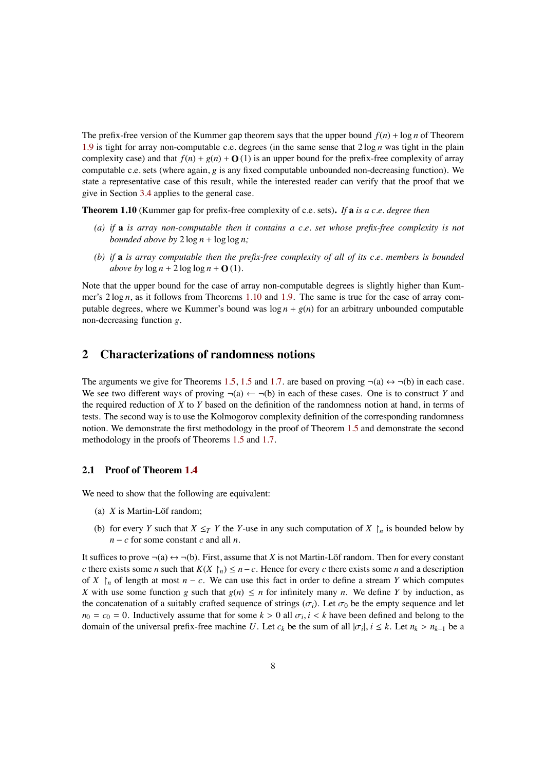The prefix-free version of the Kummer gap theorem says that the upper bound $f(n) + \log n$ of Theorem 1.9 is tight for array non-computable c.e. degrees (in the same sense that $2 \log n$ was tight in the plain complexity case) and that $f(n) + g(n) + \mathbf{O}(1)$ is an upper bound for the prefix-free complexity of array computable c.e. sets (where again, $g$ is any fixed computable unbounded non-decreasing function). We state a representative case of this result, while the interested reader can verify that the proof that we give in Section 3.4 applies to the general case.

**Theorem 1.10** (Kummer gap for prefix-free complexity of c.e. sets)**.** *If* $\mathbf{a}$ *is a c.e. degree then*

*(a) if* $\mathbf{a}$ *is array non-computable then it contains a c.e. set whose prefix-free complexity is not bounded above by* $2 \log n + \log \log n$*;*

*(b) if* $\mathbf{a}$ *is array computable then the prefix-free complexity of all of its c.e. members is bounded above by* $\log n + 2 \log \log n + \mathbf{O}(1)$*.*

Note that the upper bound for the case of array non-computable degrees is slightly higher than Kummer's $2 \log n$, as it follows from Theorems 1.10 and 1.9. The same is true for the case of array computable degrees, where we Kummer's bound was $\log n + g(n)$ for an arbitrary unbounded computable non-decreasing function $g$.

## 2 Characterizations of randomness notions

The arguments we give for Theorems 1.5, 1.5 and 1.7. are based on proving $\neg$(a) $\leftrightarrow$ $\neg$(b) in each case. We see two different ways of proving $\neg$(a) $\leftarrow$ $\neg$(b) in each of these cases. One is to construct $Y$ and the required reduction of $X$ to $Y$ based on the definition of the randomness notion at hand, in terms of tests. The second way is to use the Kolmogorov complexity definition of the corresponding randomness notion. We demonstrate the first methodology in the proof of Theorem 1.5 and demonstrate the second methodology in the proofs of Theorems 1.5 and 1.7.

### 2.1 Proof of Theorem 1.4

We need to show that the following are equivalent:

(a) $X$ is Martin-Löf random;

(b) for every $Y$ such that $X \leq_T Y$ the $Y$-use in any such computation of $X \upharpoonright_n$ is bounded below by $n - c$ for some constant $c$ and all $n$.

It suffices to prove $\neg$(a) $\leftrightarrow$ $\neg$(b). First, assume that $X$ is not Martin-Löf random. Then for every constant $c$ there exists some $n$ such that $K(X \upharpoonright_n) \leq n - c$. Hence for every $c$ there exists some $n$ and a description of $X \upharpoonright_n$ of length at most $n - c$. We can use this fact in order to define a stream $Y$ which computes $X$ with use some function $g$ such that $g(n) \leq n$ for infinitely many $n$. We define $Y$ by induction, as the concatenation of a suitably crafted sequence of strings $(\sigma_i)$. Let $\sigma_0$ be the empty sequence and let $n_0 = c_0 = 0$. Inductively assume that for some $k > 0$ all $\sigma_i, i < k$ have been defined and belong to the domain of the universal prefix-free machine $U$. Let $c_k$ be the sum of all $|\sigma_i|, i \leq k$. Let $n_k > n_{k-1}$ be a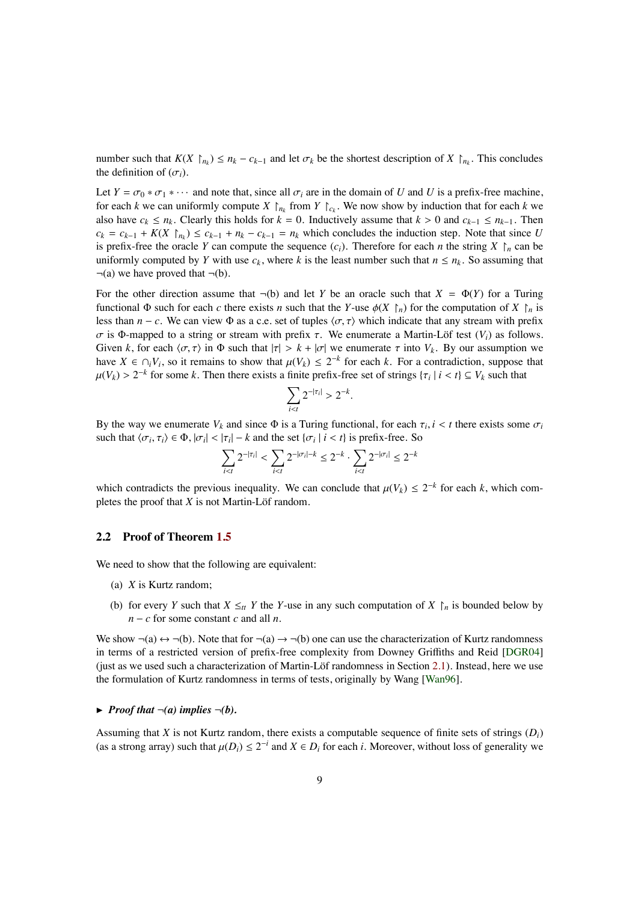number such that $K(X \upharpoonright_{n_k}) \leq n_k - c_{k-1}$ and let $\sigma_k$ be the shortest description of $X \upharpoonright_{n_k}$. This concludes the definition of $(\sigma_i)$.

Let $Y = \sigma_0 * \sigma_1 * \cdots$ and note that, since all $\sigma_i$ are in the domain of $U$ and $U$ is a prefix-free machine, for each $k$ we can uniformly compute $X \upharpoonright_{n_k}$ from $Y \upharpoonright_{c_k}$. We now show by induction that for each $k$ we also have $c_k \leq n_k$. Clearly this holds for $k = 0$. Inductively assume that $k > 0$ and $c_{k-1} \leq n_{k-1}$. Then $c_k = c_{k-1} + K(X \upharpoonright_{n_k}) \leq c_{k-1} + n_k - c_{k-1} = n_k$ which concludes the induction step. Note that since $U$ is prefix-free the oracle $Y$ can compute the sequence $(c_i)$. Therefore for each $n$ the string $X \upharpoonright_n$ can be uniformly computed by $Y$ with use $c_k$, where $k$ is the least number such that $n \leq n_k$. So assuming that ¬(a) we have proved that ¬(b).

For the other direction assume that ¬(b) and let $Y$ be an oracle such that $X = \Phi(Y)$ for a Turing functional $\Phi$ such for each $c$ there exists $n$ such that the $Y$-use $\phi(X \upharpoonright_n)$ for the computation of $X \upharpoonright_n$ is less than $n - c$. We can view $\Phi$ as a c.e. set of tuples $\langle \sigma, \tau \rangle$ which indicate that any stream with prefix $\sigma$ is $\Phi$-mapped to a string or stream with prefix $\tau$. We enumerate a Martin-Löf test $(V_i)$ as follows. Given $k$, for each $\langle \sigma, \tau \rangle$ in $\Phi$ such that $|\tau| > k + |\sigma|$ we enumerate $\tau$ into $V_k$. By our assumption we have $X \in \cap_i V_i$, so it remains to show that $\mu(V_k) \leq 2^{-k}$ for each $k$. For a contradiction, suppose that $\mu(V_k) > 2^{-k}$ for some $k$. Then there exists a finite prefix-free set of strings $\{\tau_i \mid i < t\} \subseteq V_k$ such that

$$\sum_{i<t} 2^{-|\tau_i|} > 2^{-k}.$$

By the way we enumerate $V_k$ and since $\Phi$ is a Turing functional, for each $\tau_i, i < t$ there exists some $\sigma_i$ such that $\langle \sigma_i, \tau_i \rangle \in \Phi$, $|\sigma_i| < |\tau_i| - k$ and the set $\{\sigma_i \mid i < t\}$ is prefix-free. So

$$\sum_{i<t} 2^{-|\tau_i|} < \sum_{i<t} 2^{-|\sigma_i|-k} \leq 2^{-k} \cdot \sum_{i<t} 2^{-|\sigma_i|} \leq 2^{-k}$$

which contradicts the previous inequality. We can conclude that $\mu(V_k) \leq 2^{-k}$ for each $k$, which completes the proof that $X$ is not Martin-Löf random.

## 2.2 Proof of Theorem 1.5

We need to show that the following are equivalent:

(a) $X$ is Kurtz random;

(b) for every $Y$ such that $X \leq_{tt} Y$ the $Y$-use in any such computation of $X \upharpoonright_n$ is bounded below by $n - c$ for some constant $c$ and all $n$.

We show ¬(a) ↔ ¬(b). Note that for ¬(a) → ¬(b) one can use the characterization of Kurtz randomness in terms of a restricted version of prefix-free complexity from Downey Griffiths and Reid [DGR04] (just as we used such a characterization of Martin-Löf randomness in Section 2.1). Instead, here we use the formulation of Kurtz randomness in terms of tests, originally by Wang [Wan96].

► ***Proof that ¬(a) implies ¬(b).***

Assuming that $X$ is not Kurtz random, there exists a computable sequence of finite sets of strings $(D_i)$ (as a strong array) such that $\mu(D_i) \leq 2^{-i}$ and $X \in D_i$ for each $i$. Moreover, without loss of generality we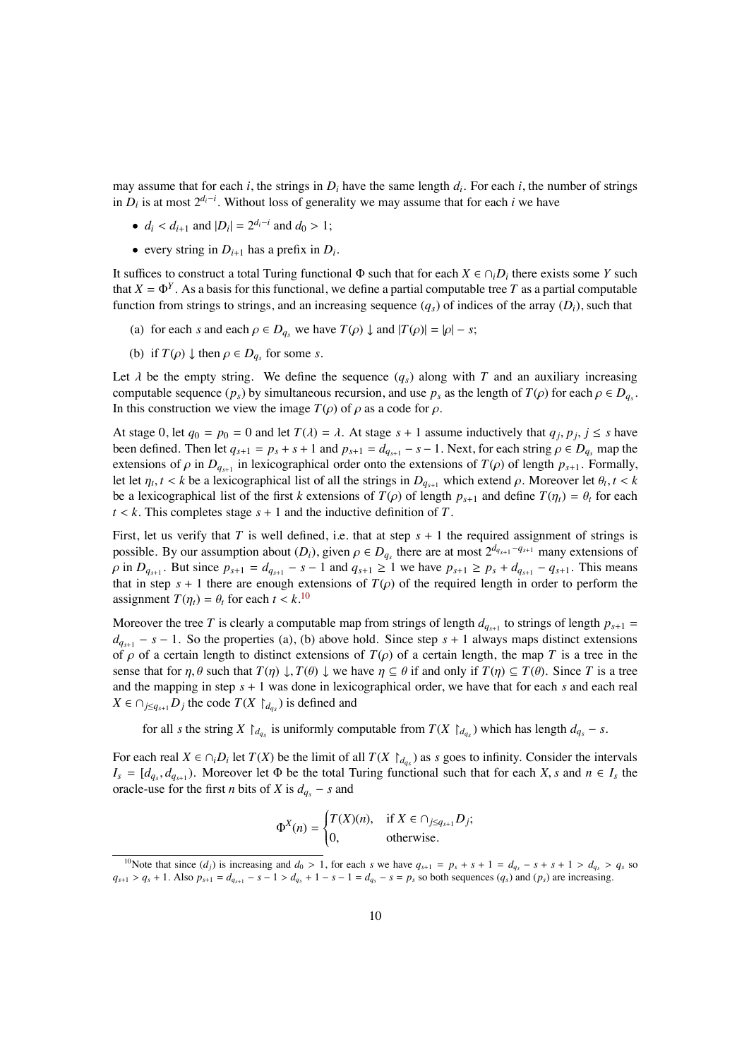may assume that for each $i$, the strings in $D_i$ have the same length $d_i$. For each $i$, the number of strings in $D_i$ is at most $2^{d_i - i}$. Without loss of generality we may assume that for each $i$ we have

- $d_i < d_{i+1}$ and $|D_i| = 2^{d_i - i}$ and $d_0 > 1$;
- every string in $D_{i+1}$ has a prefix in $D_i$.

It suffices to construct a total Turing functional $\Phi$ such that for each $X \in \cap_i D_i$ there exists some $Y$ such that $X = \Phi^Y$. As a basis for this functional, we define a partial computable tree $T$ as a partial computable function from strings to strings, and an increasing sequence $(q_s)$ of indices of the array $(D_i)$, such that

(a) for each $s$ and each $\rho \in D_{q_s}$ we have $T(\rho)\downarrow$ and $|T(\rho)| = |\rho| - s$;

(b) if $T(\rho)\downarrow$ then $\rho \in D_{q_s}$ for some $s$.

Let $\lambda$ be the empty string. We define the sequence $(q_s)$ along with $T$ and an auxiliary increasing computable sequence $(p_s)$ by simultaneous recursion, and use $p_s$ as the length of $T(\rho)$ for each $\rho \in D_{q_s}$. In this construction we view the image $T(\rho)$ of $\rho$ as a code for $\rho$.

At stage 0, let $q_0 = p_0 = 0$ and let $T(\lambda) = \lambda$. At stage $s+1$ assume inductively that $q_j, p_j, j \leq s$ have been defined. Then let $q_{s+1} = p_s + s + 1$ and $p_{s+1} = d_{q_{s+1}} - s - 1$. Next, for each string $\rho \in D_{q_s}$ map the extensions of $\rho$ in $D_{q_{s+1}}$ in lexicographical order onto the extensions of $T(\rho)$ of length $p_{s+1}$. Formally, let let $\eta_t, t < k$ be a lexicographical list of all the strings in $D_{q_{s+1}}$ which extend $\rho$. Moreover let $\theta_t, t < k$ be a lexicographical list of the first $k$ extensions of $T(\rho)$ of length $p_{s+1}$ and define $T(\eta_t) = \theta_t$ for each $t < k$. This completes stage $s+1$ and the inductive definition of $T$.

First, let us verify that $T$ is well defined, i.e. that at step $s+1$ the required assignment of strings is possible. By our assumption about $(D_i)$, given $\rho \in D_{q_s}$ there are at most $2^{d_{q_{s+1}} - q_{s+1}}$ many extensions of $\rho$ in $D_{q_{s+1}}$. But since $p_{s+1} = d_{q_{s+1}} - s - 1$ and $q_{s+1} \geq 1$ we have $p_{s+1} \geq p_s + d_{q_{s+1}} - q_{s+1}$. This means that in step $s+1$ there are enough extensions of $T(\rho)$ of the required length in order to perform the assignment $T(\eta_t) = \theta_t$ for each $t < k$.[10]

Moreover the tree $T$ is clearly a computable map from strings of length $d_{q_{s+1}}$ to strings of length $p_{s+1} = d_{q_{s+1}} - s - 1$. So the properties (a), (b) above hold. Since step $s+1$ always maps distinct extensions of $\rho$ of a certain length to distinct extensions of $T(\rho)$ of a certain length, the map $T$ is a tree in the sense that for $\eta, \theta$ such that $T(\eta)\downarrow, T(\theta)\downarrow$ we have $\eta \subseteq \theta$ if and only if $T(\eta) \subseteq T(\theta)$. Since $T$ is a tree and the mapping in step $s+1$ was done in lexicographical order, we have that for each $s$ and each real $X \in \cap_{j \leq q_{s+1}} D_j$ the code $T(X \upharpoonright_{d_{q_s}})$ is defined and

for all $s$ the string $X \upharpoonright_{d_{q_s}}$ is uniformly computable from $T(X \upharpoonright_{d_{q_s}})$ which has length $d_{q_s} - s$.

For each real $X \in \cap_i D_i$ let $T(X)$ be the limit of all $T(X \upharpoonright_{d_{q_s}})$ as $s$ goes to infinity. Consider the intervals $I_s = [d_{q_s}, d_{q_{s+1}})$. Moreover let $\Phi$ be the total Turing functional such that for each $X, s$ and $n \in I_s$ the oracle-use for the first $n$ bits of $X$ is $d_{q_s} - s$ and

$$\Phi^X(n) = \begin{cases} T(X)(n), & \text{if } X \in \cap_{j \leq q_{s+1}} D_j; \\ 0, & \text{otherwise.} \end{cases}$$

[10] Note that since $(d_j)$ is increasing and $d_0 > 1$, for each $s$ we have $q_{s+1} = p_s + s + 1 = d_{q_s} - s + s + 1 > d_{q_s} > q_s$ so $q_{s+1} > q_s + 1$. Also $p_{s+1} = d_{q_{s+1}} - s - 1 > d_{q_s} + 1 - s - 1 = d_{q_s} - s = p_s$ so both sequences $(q_s)$ and $(p_s)$ are increasing.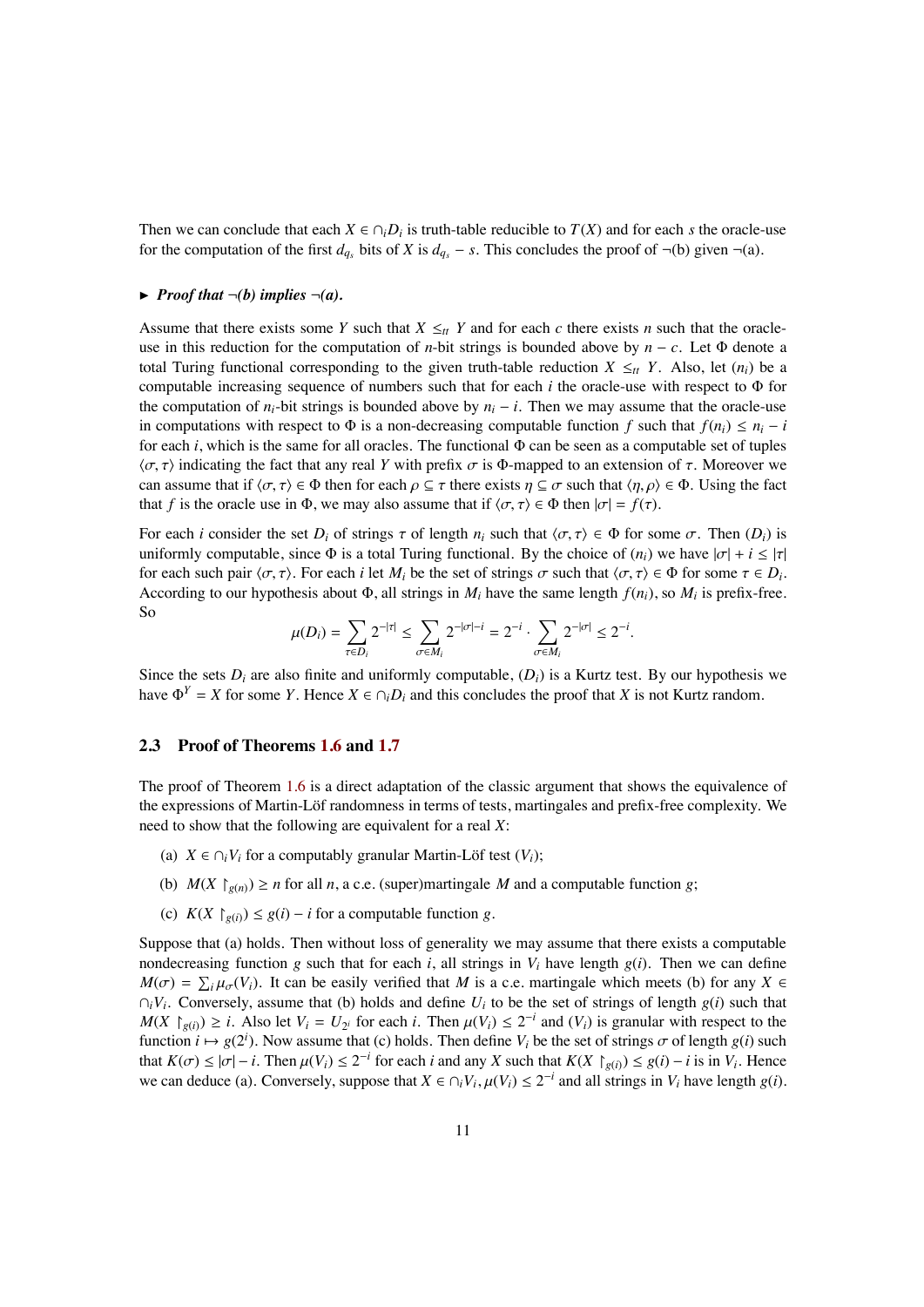Then we can conclude that each $X \in \cap_i D_i$ is truth-table reducible to $T(X)$ and for each $s$ the oracle-use for the computation of the first $d_{q_s}$ bits of $X$ is $d_{q_s} - s$. This concludes the proof of ¬(b) given ¬(a).

► ***Proof that ¬(b) implies ¬(a).***

Assume that there exists some $Y$ such that $X \leq_{tt} Y$ and for each $c$ there exists $n$ such that the oracle-use in this reduction for the computation of $n$-bit strings is bounded above by $n - c$. Let $\Phi$ denote a total Turing functional corresponding to the given truth-table reduction $X \leq_{tt} Y$. Also, let $(n_i)$ be a computable increasing sequence of numbers such that for each $i$ the oracle-use with respect to $\Phi$ for the computation of $n_i$-bit strings is bounded above by $n_i - i$. Then we may assume that the oracle-use in computations with respect to $\Phi$ is a non-decreasing computable function $f$ such that $f(n_i) \leq n_i - i$ for each $i$, which is the same for all oracles. The functional $\Phi$ can be seen as a computable set of tuples $\langle \sigma, \tau \rangle$ indicating the fact that any real $Y$ with prefix $\sigma$ is $\Phi$-mapped to an extension of $\tau$. Moreover we can assume that if $\langle \sigma, \tau \rangle \in \Phi$ then for each $\rho \subseteq \tau$ there exists $\eta \subseteq \sigma$ such that $\langle \eta, \rho \rangle \in \Phi$. Using the fact that $f$ is the oracle use in $\Phi$, we may also assume that if $\langle \sigma, \tau \rangle \in \Phi$ then $|\sigma| = f(\tau)$.

For each $i$ consider the set $D_i$ of strings $\tau$ of length $n_i$ such that $\langle \sigma, \tau \rangle \in \Phi$ for some $\sigma$. Then $(D_i)$ is uniformly computable, since $\Phi$ is a total Turing functional. By the choice of $(n_i)$ we have $|\sigma| + i \leq |\tau|$ for each such pair $\langle \sigma, \tau \rangle$. For each $i$ let $M_i$ be the set of strings $\sigma$ such that $\langle \sigma, \tau \rangle \in \Phi$ for some $\tau \in D_i$. According to our hypothesis about $\Phi$, all strings in $M_i$ have the same length $f(n_i)$, so $M_i$ is prefix-free. So

$$\mu(D_i) = \sum_{\tau \in D_i} 2^{-|\tau|} \leq \sum_{\sigma \in M_i} 2^{-|\sigma| - i} = 2^{-i} \cdot \sum_{\sigma \in M_i} 2^{-|\sigma|} \leq 2^{-i}.$$

Since the sets $D_i$ are also finite and uniformly computable, $(D_i)$ is a Kurtz test. By our hypothesis we have $\Phi^Y = X$ for some $Y$. Hence $X \in \cap_i D_i$ and this concludes the proof that $X$ is not Kurtz random.

### 2.3 Proof of Theorems 1.6 and 1.7

The proof of Theorem 1.6 is a direct adaptation of the classic argument that shows the equivalence of the expressions of Martin-Löf randomness in terms of tests, martingales and prefix-free complexity. We need to show that the following are equivalent for a real $X$:

(a) $X \in \cap_i V_i$ for a computably granular Martin-Löf test $(V_i)$;

(b) $M(X \upharpoonright_{g(n)}) \geq n$ for all $n$, a c.e. (super)martingale $M$ and a computable function $g$;

(c) $K(X \upharpoonright_{g(i)}) \leq g(i) - i$ for a computable function $g$.

Suppose that (a) holds. Then without loss of generality we may assume that there exists a computable nondecreasing function $g$ such that for each $i$, all strings in $V_i$ have length $g(i)$. Then we can define $M(\sigma) = \sum_i \mu_\sigma(V_i)$. It can be easily verified that $M$ is a c.e. martingale which meets (b) for any $X \in \cap_i V_i$. Conversely, assume that (b) holds and define $U_i$ to be the set of strings of length $g(i)$ such that $M(X \upharpoonright_{g(i)}) \geq i$. Also let $V_i = U_{2^i}$ for each $i$. Then $\mu(V_i) \leq 2^{-i}$ and $(V_i)$ is granular with respect to the function $i \mapsto g(2^i)$. Now assume that (c) holds. Then define $V_i$ be the set of strings $\sigma$ of length $g(i)$ such that $K(\sigma) \leq |\sigma| - i$. Then $\mu(V_i) \leq 2^{-i}$ for each $i$ and any $X$ such that $K(X \upharpoonright_{g(i)}) \leq g(i) - i$ is in $V_i$. Hence we can deduce (a). Conversely, suppose that $X \in \cap_i V_i, \mu(V_i) \leq 2^{-i}$ and all strings in $V_i$ have length $g(i)$.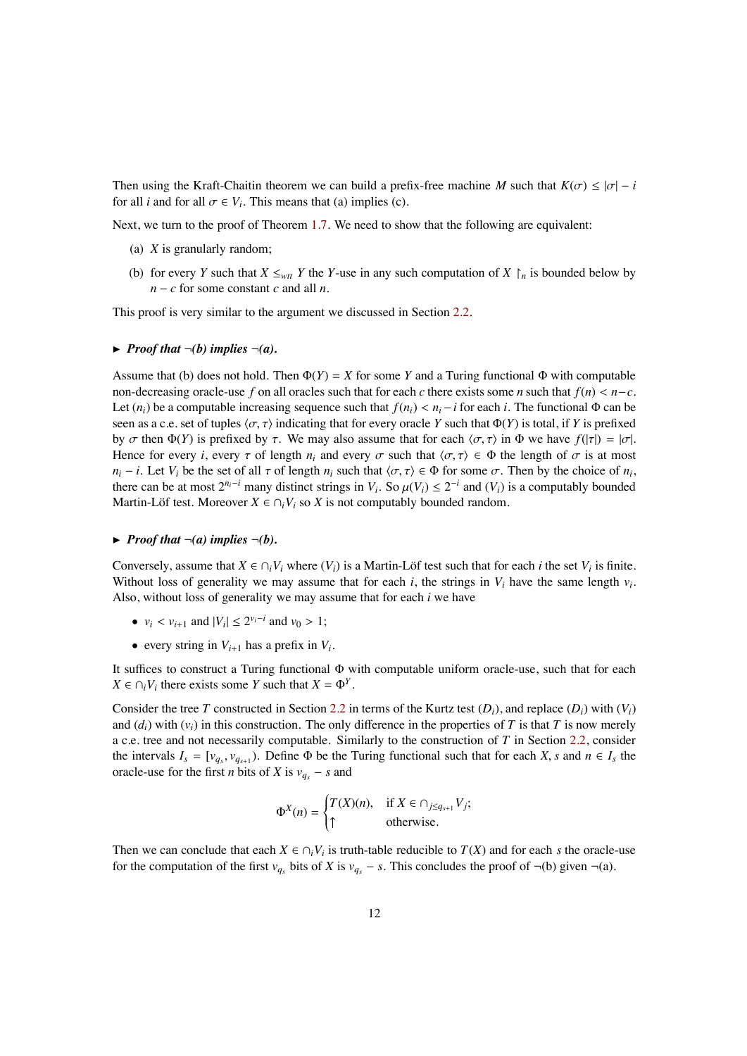Then using the Kraft-Chaitin theorem we can build a prefix-free machine $M$ such that $K(\sigma) \le |\sigma| - i$ for all $i$ and for all $\sigma \in V_i$. This means that (a) implies (c).

Next, we turn to the proof of Theorem 1.7. We need to show that the following are equivalent:

(a) $X$ is granularly random;

(b) for every $Y$ such that $X \le_{wtt} Y$ the $Y$-use in any such computation of $X \upharpoonright_n$ is bounded below by $n - c$ for some constant $c$ and all $n$.

This proof is very similar to the argument we discussed in Section 2.2.

► ***Proof that ¬(b) implies ¬(a).***

Assume that (b) does not hold. Then $\Phi(Y) = X$ for some $Y$ and a Turing functional $\Phi$ with computable non-decreasing oracle-use $f$ on all oracles such that for each $c$ there exists some $n$ such that $f(n) < n-c$. Let $(n_i)$ be a computable increasing sequence such that $f(n_i) < n_i - i$ for each $i$. The functional $\Phi$ can be seen as a c.e. set of tuples $\langle \sigma, \tau \rangle$ indicating that for every oracle $Y$ such that $\Phi(Y)$ is total, if $Y$ is prefixed by $\sigma$ then $\Phi(Y)$ is prefixed by $\tau$. We may also assume that for each $\langle \sigma, \tau \rangle$ in $\Phi$ we have $f(|\tau|) = |\sigma|$. Hence for every $i$, every $\tau$ of length $n_i$ and every $\sigma$ such that $\langle \sigma, \tau \rangle \in \Phi$ the length of $\sigma$ is at most $n_i - i$. Let $V_i$ be the set of all $\tau$ of length $n_i$ such that $\langle \sigma, \tau \rangle \in \Phi$ for some $\sigma$. Then by the choice of $n_i$, there can be at most $2^{n_i - i}$ many distinct strings in $V_i$. So $\mu(V_i) \le 2^{-i}$ and $(V_i)$ is a computably bounded Martin-Löf test. Moreover $X \in \cap_i V_i$ so $X$ is not computably bounded random.

► ***Proof that ¬(a) implies ¬(b).***

Conversely, assume that $X \in \cap_i V_i$ where $(V_i)$ is a Martin-Löf test such that for each $i$ the set $V_i$ is finite. Without loss of generality we may assume that for each $i$, the strings in $V_i$ have the same length $v_i$. Also, without loss of generality we may assume that for each $i$ we have

- $v_i < v_{i+1}$ and $|V_i| \le 2^{v_i - i}$ and $v_0 > 1$;
- every string in $V_{i+1}$ has a prefix in $V_i$.

It suffices to construct a Turing functional $\Phi$ with computable uniform oracle-use, such that for each $X \in \cap_i V_i$ there exists some $Y$ such that $X = \Phi^Y$.

Consider the tree $T$ constructed in Section 2.2 in terms of the Kurtz test $(D_i)$, and replace $(D_i)$ with $(V_i)$ and $(d_i)$ with $(v_i)$ in this construction. The only difference in the properties of $T$ is that $T$ is now merely a c.e. tree and not necessarily computable. Similarly to the construction of $T$ in Section 2.2, consider the intervals $I_s = [v_{q_s}, v_{q_{s+1}})$. Define $\Phi$ be the Turing functional such that for each $X, s$ and $n \in I_s$ the oracle-use for the first $n$ bits of $X$ is $v_{q_s} - s$ and

$$\Phi^X(n) = \begin{cases} T(X)(n), & \text{if } X \in \cap_{j \le q_{s+1}} V_j; \\ \uparrow & \text{otherwise.} \end{cases}$$

Then we can conclude that each $X \in \cap_i V_i$ is truth-table reducible to $T(X)$ and for each $s$ the oracle-use for the computation of the first $v_{q_s}$ bits of $X$ is $v_{q_s} - s$. This concludes the proof of ¬(b) given ¬(a).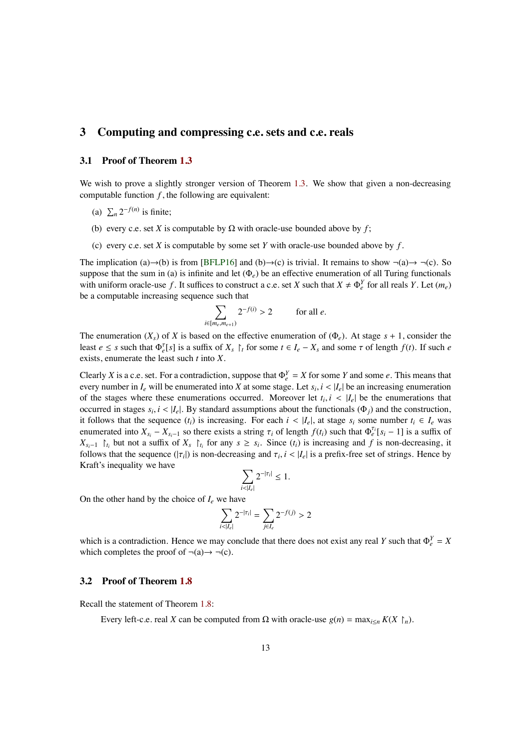## 3 Computing and compressing c.e. sets and c.e. reals

### 3.1 Proof of Theorem 1.3

We wish to prove a slightly stronger version of Theorem 1.3. We show that given a non-decreasing computable function $f$, the following are equivalent:

(a) $\sum_n 2^{-f(n)}$ is finite;

(b) every c.e. set $X$ is computable by $\Omega$ with oracle-use bounded above by $f$;

(c) every c.e. set $X$ is computable by some set $Y$ with oracle-use bounded above by $f$.

The implication (a)→(b) is from [BFLP16] and (b)→(c) is trivial. It remains to show $\neg$(a)→ $\neg$(c). So suppose that the sum in (a) is infinite and let $(\Phi_e)$ be an effective enumeration of all Turing functionals with uniform oracle-use $f$. It suffices to construct a c.e. set $X$ such that $X \neq \Phi_e^Y$ for all reals $Y$. Let $(m_e)$ be a computable increasing sequence such that

$$\sum_{i \in [m_e, m_{e+1})} 2^{-f(i)} > 2 \qquad \text{for all } e.$$

The enumeration $(X_s)$ of $X$ is based on the effective enumeration of $(\Phi_e)$. At stage $s+1$, consider the least $e \leq s$ such that $\Phi_e^\tau[s]$ is a suffix of $X_s \upharpoonright_t$ for some $t \in I_e - X_s$ and some $\tau$ of length $f(t)$. If such $e$ exists, enumerate the least such $t$ into $X$.

Clearly $X$ is a c.e. set. For a contradiction, suppose that $\Phi_e^Y = X$ for some $Y$ and some $e$. This means that every number in $I_e$ will be enumerated into $X$ at some stage. Let $s_i, i < |I_e|$ be an increasing enumeration of the stages where these enumerations occurred. Moreover let $t_i, i < |I_e|$ be the enumerations that occurred in stages $s_i, i < |I_e|$. By standard assumptions about the functionals $(\Phi_j)$ and the construction, it follows that the sequence $(t_i)$ is increasing. For each $i < |I_e|$, at stage $s_i$ some number $t_i \in I_e$ was enumerated into $X_{s_i} - X_{s_i - 1}$ so there exists a string $\tau_i$ of length $f(t_i)$ such that $\Phi_e^{\tau_i}[s_i - 1]$ is a suffix of $X_{s_i - 1} \upharpoonright_{t_i}$ but not a suffix of $X_s \upharpoonright_{t_i}$ for any $s \geq s_i$. Since $(t_i)$ is increasing and $f$ is non-decreasing, it follows that the sequence $(|\tau_i|)$ is non-decreasing and $\tau_i, i < |I_e|$ is a prefix-free set of strings. Hence by Kraft's inequality we have

$$\sum_{i < |I_e|} 2^{-|\tau_i|} \leq 1.$$

On the other hand by the choice of $I_e$ we have

$$\sum_{i < |I_e|} 2^{-|\tau_i|} = \sum_{j \in I_e} 2^{-f(j)} > 2$$

which is a contradiction. Hence we may conclude that there does not exist any real $Y$ such that $\Phi_e^Y = X$ which completes the proof of $\neg$(a)→ $\neg$(c).

### 3.2 Proof of Theorem 1.8

Recall the statement of Theorem 1.8:

> Every left-c.e. real $X$ can be computed from $\Omega$ with oracle-use $g(n) = \max_{i \leq n} K(X \upharpoonright_i)$.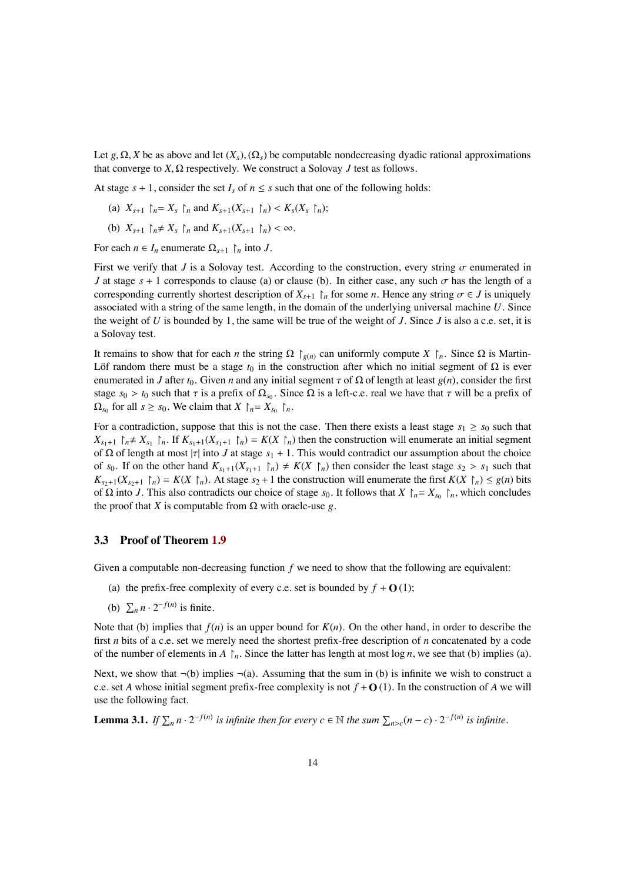Let $g, \Omega, X$ be as above and let $(X_s), (\Omega_s)$ be computable nondecreasing dyadic rational approximations that converge to $X, \Omega$ respectively. We construct a Solovay $J$ test as follows.

At stage $s+1$, consider the set $I_s$ of $n \leq s$ such that one of the following holds:

(a) $X_{s+1} \upharpoonright_n = X_s \upharpoonright_n$ and $K_{s+1}(X_{s+1} \upharpoonright_n) < K_s(X_s \upharpoonright_n)$;

(b) $X_{s+1} \upharpoonright_n \neq X_s \upharpoonright_n$ and $K_{s+1}(X_{s+1} \upharpoonright_n) < \infty$.

For each $n \in I_n$ enumerate $\Omega_{s+1} \upharpoonright_n$ into $J$.

First we verify that $J$ is a Solovay test. According to the construction, every string $\sigma$ enumerated in $J$ at stage $s+1$ corresponds to clause (a) or clause (b). In either case, any such $\sigma$ has the length of a corresponding currently shortest description of $X_{s+1} \upharpoonright_n$ for some $n$. Hence any string $\sigma \in J$ is uniquely associated with a string of the same length, in the domain of the underlying universal machine $U$. Since the weight of $U$ is bounded by 1, the same will be true of the weight of $J$. Since $J$ is also a c.e. set, it is a Solovay test.

It remains to show that for each $n$ the string $\Omega \upharpoonright_{g(n)}$ can uniformly compute $X \upharpoonright_n$. Since $\Omega$ is Martin-Löf random there must be a stage $t_0$ in the construction after which no initial segment of $\Omega$ is ever enumerated in $J$ after $t_0$. Given $n$ and any initial segment $\tau$ of $\Omega$ of length at least $g(n)$, consider the first stage $s_0 > t_0$ such that $\tau$ is a prefix of $\Omega_{s_0}$. Since $\Omega$ is a left-c.e. real we have that $\tau$ will be a prefix of $\Omega_{s_0}$ for all $s \geq s_0$. We claim that $X \upharpoonright_n = X_{s_0} \upharpoonright_n$.

For a contradiction, suppose that this is not the case. Then there exists a least stage $s_1 \geq s_0$ such that $X_{s_1+1} \upharpoonright_n \neq X_{s_1} \upharpoonright_n$. If $K_{s_1+1}(X_{s_1+1} \upharpoonright_n) = K(X \upharpoonright_n)$ then the construction will enumerate an initial segment of $\Omega$ of length at most $|\tau|$ into $J$ at stage $s_1+1$. This would contradict our assumption about the choice of $s_0$. If on the other hand $K_{s_1+1}(X_{s_1+1} \upharpoonright_n) \neq K(X \upharpoonright_n)$ then consider the least stage $s_2 > s_1$ such that $K_{s_2+1}(X_{s_2+1} \upharpoonright_n) = K(X \upharpoonright_n)$. At stage $s_2+1$ the construction will enumerate the first $K(X \upharpoonright_n) \leq g(n)$ bits of $\Omega$ into $J$. This also contradicts our choice of stage $s_0$. It follows that $X \upharpoonright_n = X_{s_0} \upharpoonright_n$, which concludes the proof that $X$ is computable from $\Omega$ with oracle-use $g$.

### 3.3 Proof of Theorem 1.9

Given a computable non-decreasing function $f$ we need to show that the following are equivalent:

(a) the prefix-free complexity of every c.e. set is bounded by $f + \mathbf{O}(1)$;

(b) $\sum_n n \cdot 2^{-f(n)}$ is finite.

Note that (b) implies that $f(n)$ is an upper bound for $K(n)$. On the other hand, in order to describe the first $n$ bits of a c.e. set we merely need the shortest prefix-free description of $n$ concatenated by a code of the number of elements in $A \upharpoonright_n$. Since the latter has length at most $\log n$, we see that (b) implies (a).

Next, we show that $\neg$(b) implies $\neg$(a). Assuming that the sum in (b) is infinite we wish to construct a c.e. set $A$ whose initial segment prefix-free complexity is not $f + \mathbf{O}(1)$. In the construction of $A$ we will use the following fact.

**Lemma 3.1.** *If $\sum_n n \cdot 2^{-f(n)}$ is infinite then for every $c \in \mathbb{N}$ the sum $\sum_{n>c}(n-c) \cdot 2^{-f(n)}$ is infinite.*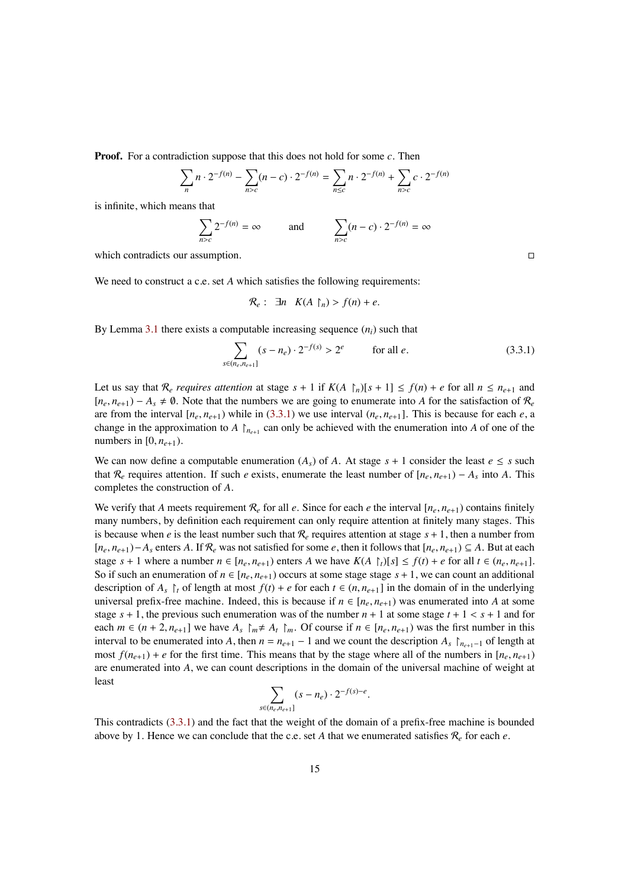**Proof.** For a contradiction suppose that this does not hold for some $c$. Then

$$\sum_n n \cdot 2^{-f(n)} - \sum_{n>c} (n-c) \cdot 2^{-f(n)} = \sum_{n \le c} n \cdot 2^{-f(n)} + \sum_{n>c} c \cdot 2^{-f(n)}$$

is infinite, which means that

$$\sum_{n>c} 2^{-f(n)} = \infty \qquad \text{and} \qquad \sum_{n>c} (n-c) \cdot 2^{-f(n)} = \infty$$

which contradicts our assumption. □

We need to construct a c.e. set $A$ which satisfies the following requirements:

$$\mathcal{R}_e : \ \exists n \quad K(A \upharpoonright_n) > f(n) + e.$$

By Lemma 3.1 there exists a computable increasing sequence $(n_i)$ such that

$$\sum_{s \in (n_e, n_{e+1}]} (s - n_e) \cdot 2^{-f(s)} > 2^e \qquad \text{for all } e. \tag{3.3.1}$$

Let us say that $\mathcal{R}_e$ *requires attention* at stage $s+1$ if $K(A \upharpoonright_n)[s+1] \le f(n) + e$ for all $n \le n_{e+1}$ and $[n_e, n_{e+1}) - A_s \neq \emptyset$. Note that the numbers we are going to enumerate into $A$ for the satisfaction of $\mathcal{R}_e$ are from the interval $[n_e, n_{e+1})$ while in (3.3.1) we use interval $(n_e, n_{e+1}]$. This is because for each $e$, a change in the approximation to $A \upharpoonright_{n_{e+1}}$ can only be achieved with the enumeration into $A$ of one of the numbers in $[0, n_{e+1})$.

We can now define a computable enumeration $(A_s)$ of $A$. At stage $s+1$ consider the least $e \le s$ such that $\mathcal{R}_e$ requires attention. If such $e$ exists, enumerate the least number of $[n_e, n_{e+1}) - A_s$ into $A$. This completes the construction of $A$.

We verify that $A$ meets requirement $\mathcal{R}_e$ for all $e$. Since for each $e$ the interval $[n_e, n_{e+1})$ contains finitely many numbers, by definition each requirement can only require attention at finitely many stages. This is because when $e$ is the least number such that $\mathcal{R}_e$ requires attention at stage $s+1$, then a number from $[n_e, n_{e+1}) - A_s$ enters $A$. If $\mathcal{R}_e$ was not satisfied for some $e$, then it follows that $[n_e, n_{e+1}) \subseteq A$. But at each stage $s+1$ where a number $n \in [n_e, n_{e+1})$ enters $A$ we have $K(A \upharpoonright_t)[s] \le f(t) + e$ for all $t \in (n_e, n_{e+1}]$. So if such an enumeration of $n \in [n_e, n_{e+1})$ occurs at some stage stage $s+1$, we can count an additional description of $A_s \upharpoonright_t$ of length at most $f(t) + e$ for each $t \in (n, n_{e+1}]$ in the domain of in the underlying universal prefix-free machine. Indeed, this is because if $n \in [n_e, n_{e+1})$ was enumerated into $A$ at some stage $s+1$, the previous such enumeration was of the number $n+1$ at some stage $t+1 < s+1$ and for each $m \in (n+2, n_{e+1}]$ we have $A_s \upharpoonright_m \neq A_t \upharpoonright_m$. Of course if $n \in [n_e, n_{e+1})$ was the first number in this interval to be enumerated into $A$, then $n = n_{e+1} - 1$ and we count the description $A_s \upharpoonright_{n_{e+1}-1}$ of length at most $f(n_{e+1}) + e$ for the first time. This means that by the stage where all of the numbers in $[n_e, n_{e+1})$ are enumerated into $A$, we can count descriptions in the domain of the universal machine of weight at least

$$\sum_{s \in (n_e, n_{e+1}]} (s - n_e) \cdot 2^{-f(s)-e}.$$

This contradicts (3.3.1) and the fact that the weight of the domain of a prefix-free machine is bounded above by 1. Hence we can conclude that the c.e. set $A$ that we enumerated satisfies $\mathcal{R}_e$ for each $e$.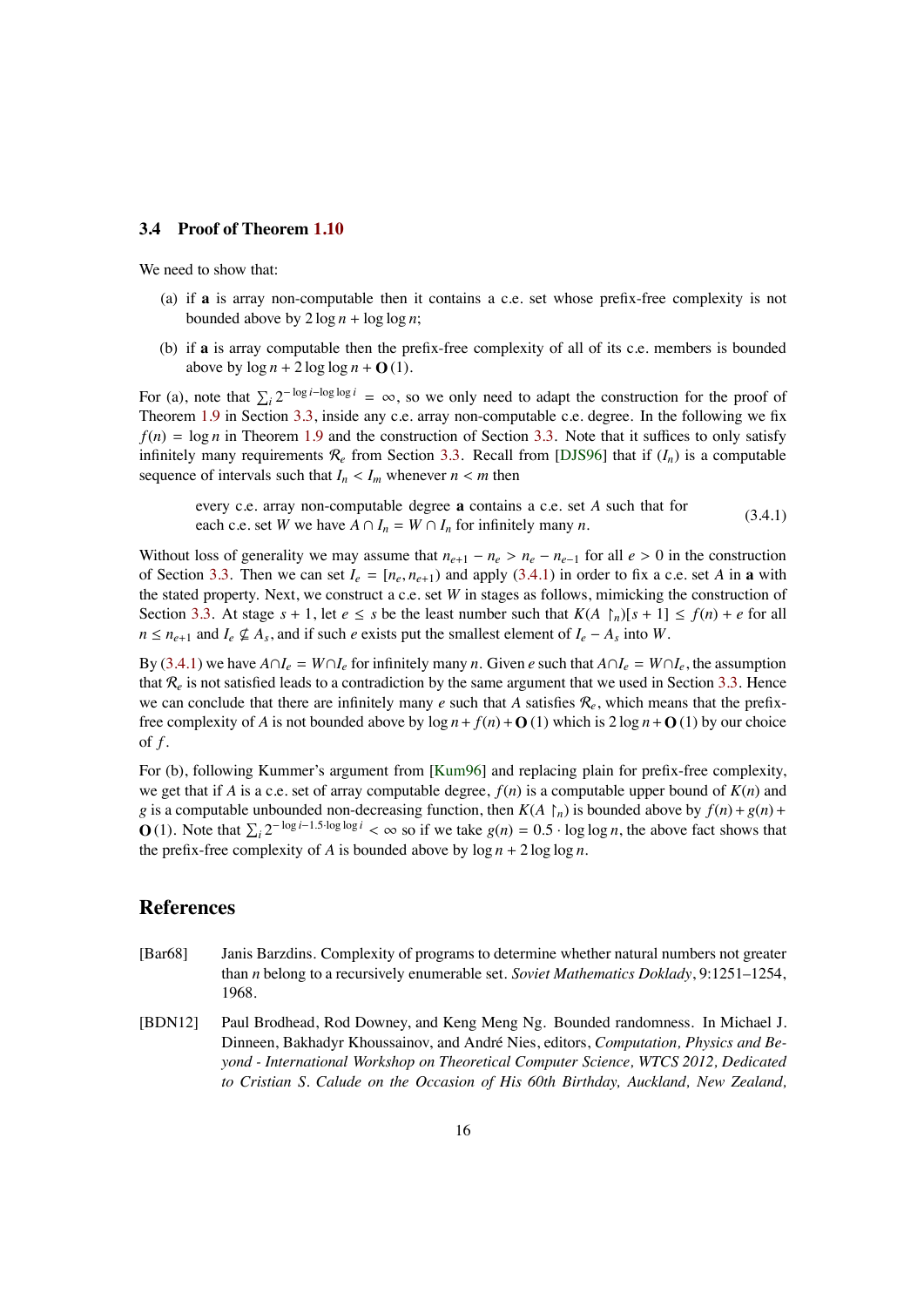### 3.4 Proof of Theorem 1.10

We need to show that:

(a) if $\mathbf{a}$ is array non-computable then it contains a c.e. set whose prefix-free complexity is not bounded above by $2\log n + \log\log n$;

(b) if $\mathbf{a}$ is array computable then the prefix-free complexity of all of its c.e. members is bounded above by $\log n + 2\log\log n + \mathbf{O}(1)$.

For (a), note that $\sum_i 2^{-\log i - \log\log i} = \infty$, so we only need to adapt the construction for the proof of Theorem 1.9 in Section 3.3, inside any c.e. array non-computable c.e. degree. In the following we fix $f(n) = \log n$ in Theorem 1.9 and the construction of Section 3.3. Note that it suffices to only satisfy infinitely many requirements $\mathcal{R}_e$ from Section 3.3. Recall from [DJS96] that if $(I_n)$ is a computable sequence of intervals such that $I_n < I_m$ whenever $n < m$ then

$$\text{every c.e. array non-computable degree } \mathbf{a} \text{ contains a c.e. set } A \text{ such that for each c.e. set } W \text{ we have } A \cap I_n = W \cap I_n \text{ for infinitely many } n. \tag{3.4.1}$$

Without loss of generality we may assume that $n_{e+1} - n_e > n_e - n_{e-1}$ for all $e > 0$ in the construction of Section 3.3. Then we can set $I_e = [n_e, n_{e+1})$ and apply (3.4.1) in order to fix a c.e. set $A$ in $\mathbf{a}$ with the stated property. Next, we construct a c.e. set $W$ in stages as follows, mimicking the construction of Section 3.3. At stage $s + 1$, let $e \leq s$ be the least number such that $K(A \upharpoonright_n)[s + 1] \leq f(n) + e$ for all $n \leq n_{e+1}$ and $I_e \not\subseteq A_s$, and if such $e$ exists put the smallest element of $I_e - A_s$ into $W$.

By (3.4.1) we have $A \cap I_e = W \cap I_e$ for infinitely many $n$. Given $e$ such that $A \cap I_e = W \cap I_e$, the assumption that $\mathcal{R}_e$ is not satisfied leads to a contradiction by the same argument that we used in Section 3.3. Hence we can conclude that there are infinitely many $e$ such that $A$ satisfies $\mathcal{R}_e$, which means that the prefix-free complexity of $A$ is not bounded above by $\log n + f(n) + \mathbf{O}(1)$ which is $2\log n + \mathbf{O}(1)$ by our choice of $f$.

For (b), following Kummer's argument from [Kum96] and replacing plain for prefix-free complexity, we get that if $A$ is a c.e. set of array computable degree, $f(n)$ is a computable upper bound of $K(n)$ and $g$ is a computable unbounded non-decreasing function, then $K(A \upharpoonright_n)$ is bounded above by $f(n) + g(n) + \mathbf{O}(1)$. Note that $\sum_i 2^{-\log i - 1.5 \cdot \log\log i} < \infty$ so if we take $g(n) = 0.5 \cdot \log\log n$, the above fact shows that the prefix-free complexity of $A$ is bounded above by $\log n + 2\log\log n$.

## References

[Bar68] Janis Barzdins. Complexity of programs to determine whether natural numbers not greater than $n$ belong to a recursively enumerable set. *Soviet Mathematics Doklady*, 9:1251–1254, 1968.

[BDN12] Paul Brodhead, Rod Downey, and Keng Meng Ng. Bounded randomness. In Michael J. Dinneen, Bakhadyr Khoussainov, and André Nies, editors, *Computation, Physics and Beyond - International Workshop on Theoretical Computer Science, WTCS 2012, Dedicated to Cristian S. Calude on the Occasion of His 60th Birthday, Auckland, New Zealand,*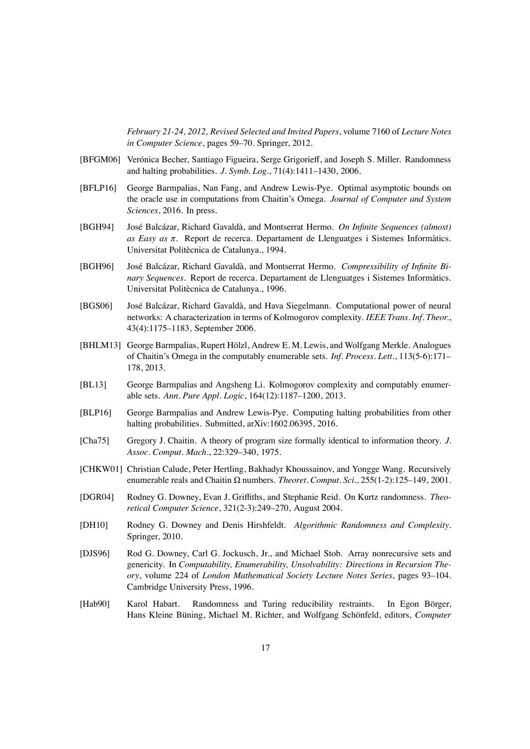*February 21-24, 2012, Revised Selected and Invited Papers*, volume 7160 of *Lecture Notes in Computer Science*, pages 59–70. Springer, 2012.

[BFGM06] Verónica Becher, Santiago Figueira, Serge Grigorieff, and Joseph S. Miller. Randomness and halting probabilities. *J. Symb. Log.*, 71(4):1411–1430, 2006.

[BFLP16] George Barmpalias, Nan Fang, and Andrew Lewis-Pye. Optimal asymptotic bounds on the oracle use in computations from Chaitin's Omega. *Journal of Computer and System Sciences*, 2016. In press.

[BGH94] José Balcázar, Richard Gavaldà, and Montserrat Hermo. *On Infinite Sequences (almost) as Easy as $\pi$*. Report de recerca. Departament de Llenguatges i Sistemes Informàtics. Universitat Politècnica de Catalunya., 1994.

[BGH96] José Balcázar, Richard Gavaldà, and Montserrat Hermo. *Compressibility of Infinite Binary Sequences*. Report de recerca. Departament de Llenguatges i Sistemes Informàtics. Universitat Politècnica de Catalunya., 1996.

[BGS06] José Balcázar, Richard Gavaldà, and Hava Siegelmann. Computational power of neural networks: A characterization in terms of Kolmogorov complexity. *IEEE Trans. Inf. Theor.*, 43(4):1175–1183, September 2006.

[BHLM13] George Barmpalias, Rupert Hölzl, Andrew E. M. Lewis, and Wolfgang Merkle. Analogues of Chaitin's Omega in the computably enumerable sets. *Inf. Process. Lett.*, 113(5-6):171–178, 2013.

[BL13] George Barmpalias and Angsheng Li. Kolmogorov complexity and computably enumerable sets. *Ann. Pure Appl. Logic*, 164(12):1187–1200, 2013.

[BLP16] George Barmpalias and Andrew Lewis-Pye. Computing halting probabilities from other halting probabilities. Submitted, arXiv:1602.06395, 2016.

[Cha75] Gregory J. Chaitin. A theory of program size formally identical to information theory. *J. Assoc. Comput. Mach.*, 22:329–340, 1975.

[CHKW01] Christian Calude, Peter Hertling, Bakhadyr Khoussainov, and Yongge Wang. Recursively enumerable reals and Chaitin $\Omega$ numbers. *Theoret. Comput. Sci.*, 255(1-2):125–149, 2001.

[DGR04] Rodney G. Downey, Evan J. Griffiths, and Stephanie Reid. On Kurtz randomness. *Theoretical Computer Science*, 321(2-3):249–270, August 2004.

[DH10] Rodney G. Downey and Denis Hirshfeldt. *Algorithmic Randomness and Complexity*. Springer, 2010.

[DJS96] Rod G. Downey, Carl G. Jockusch, Jr., and Michael Stob. Array nonrecursive sets and genericity. In *Computability, Enumerability, Unsolvability: Directions in Recursion Theory*, volume 224 of *London Mathematical Society Lecture Notes Series*, pages 93–104. Cambridge University Press, 1996.

[Hab90] Karol Habart. Randomness and Turing reducibility restraints. In Egon Börger, Hans Kleine Büning, Michael M. Richter, and Wolfgang Schönfeld, editors, *Computer*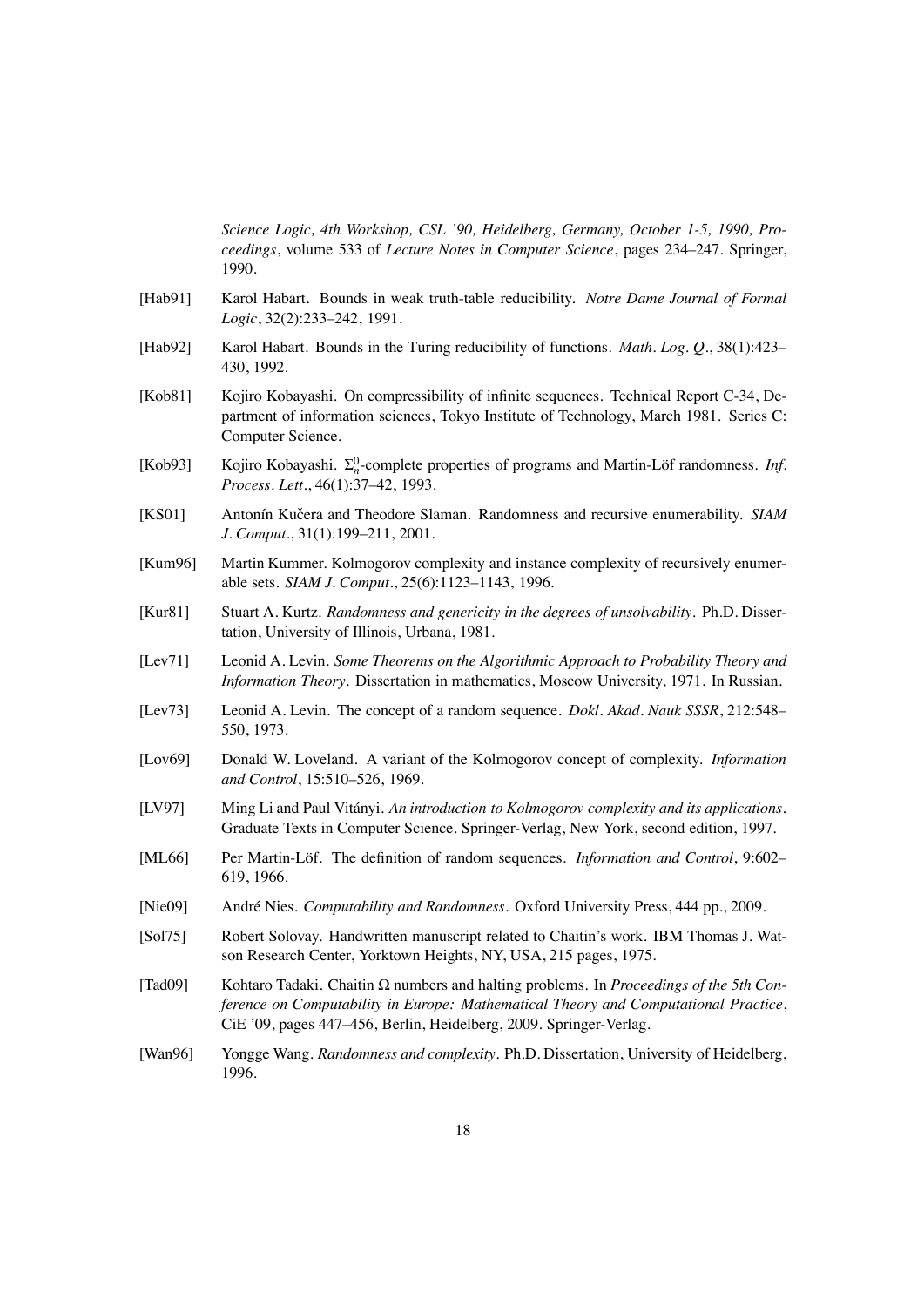*Science Logic, 4th Workshop, CSL '90, Heidelberg, Germany, October 1-5, 1990, Proceedings*, volume 533 of *Lecture Notes in Computer Science*, pages 234–247. Springer, 1990.

[Hab91] Karol Habart. Bounds in weak truth-table reducibility. *Notre Dame Journal of Formal Logic*, 32(2):233–242, 1991.

[Hab92] Karol Habart. Bounds in the Turing reducibility of functions. *Math. Log. Q.*, 38(1):423–430, 1992.

[Kob81] Kojiro Kobayashi. On compressibility of infinite sequences. Technical Report C-34, Department of information sciences, Tokyo Institute of Technology, March 1981. Series C: Computer Science.

[Kob93] Kojiro Kobayashi. $\Sigma_n^0$-complete properties of programs and Martin-Löf randomness. *Inf. Process. Lett.*, 46(1):37–42, 1993.

[KS01] Antonín Kučera and Theodore Slaman. Randomness and recursive enumerability. *SIAM J. Comput.*, 31(1):199–211, 2001.

[Kum96] Martin Kummer. Kolmogorov complexity and instance complexity of recursively enumerable sets. *SIAM J. Comput.*, 25(6):1123–1143, 1996.

[Kur81] Stuart A. Kurtz. *Randomness and genericity in the degrees of unsolvability*. Ph.D. Dissertation, University of Illinois, Urbana, 1981.

[Lev71] Leonid A. Levin. *Some Theorems on the Algorithmic Approach to Probability Theory and Information Theory*. Dissertation in mathematics, Moscow University, 1971. In Russian.

[Lev73] Leonid A. Levin. The concept of a random sequence. *Dokl. Akad. Nauk SSSR*, 212:548–550, 1973.

[Lov69] Donald W. Loveland. A variant of the Kolmogorov concept of complexity. *Information and Control*, 15:510–526, 1969.

[LV97] Ming Li and Paul Vitányi. *An introduction to Kolmogorov complexity and its applications*. Graduate Texts in Computer Science. Springer-Verlag, New York, second edition, 1997.

[ML66] Per Martin-Löf. The definition of random sequences. *Information and Control*, 9:602–619, 1966.

[Nie09] André Nies. *Computability and Randomness*. Oxford University Press, 444 pp., 2009.

[Sol75] Robert Solovay. Handwritten manuscript related to Chaitin's work. IBM Thomas J. Watson Research Center, Yorktown Heights, NY, USA, 215 pages, 1975.

[Tad09] Kohtaro Tadaki. Chaitin Ω numbers and halting problems. In *Proceedings of the 5th Conference on Computability in Europe: Mathematical Theory and Computational Practice*, CiE '09, pages 447–456, Berlin, Heidelberg, 2009. Springer-Verlag.

[Wan96] Yongge Wang. *Randomness and complexity*. Ph.D. Dissertation, University of Heidelberg, 1996.